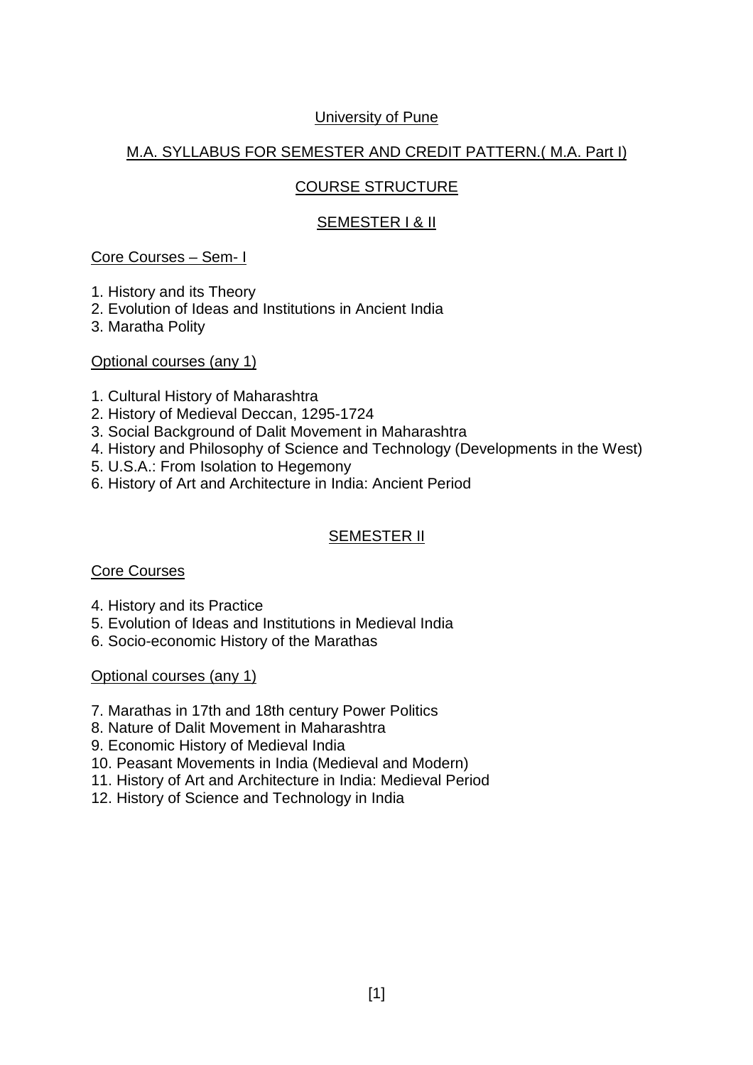# University of Pune

## M.A. SYLLABUS FOR SEMESTER AND CREDIT PATTERN.( M.A. Part I)

## COURSE STRUCTURE

## SEMESTER I & II

### Core Courses – Sem- I

1. History and its Theory
2. Evolution of Ideas and Institutions in Ancient India
3. Maratha Polity

### Optional courses (any 1)

1. Cultural History of Maharashtra
2. History of Medieval Deccan, 1295-1724
3. Social Background of Dalit Movement in Maharashtra
4. History and Philosophy of Science and Technology (Developments in the West)
5. U.S.A.: From Isolation to Hegemony
6. History of Art and Architecture in India: Ancient Period

## SEMESTER II

### Core Courses

4. History and its Practice
5. Evolution of Ideas and Institutions in Medieval India
6. Socio-economic History of the Marathas

### Optional courses (any 1)

7. Marathas in 17th and 18th century Power Politics
8. Nature of Dalit Movement in Maharashtra
9. Economic History of Medieval India
10. Peasant Movements in India (Medieval and Modern)
11. History of Art and Architecture in India: Medieval Period
12. History of Science and Technology in India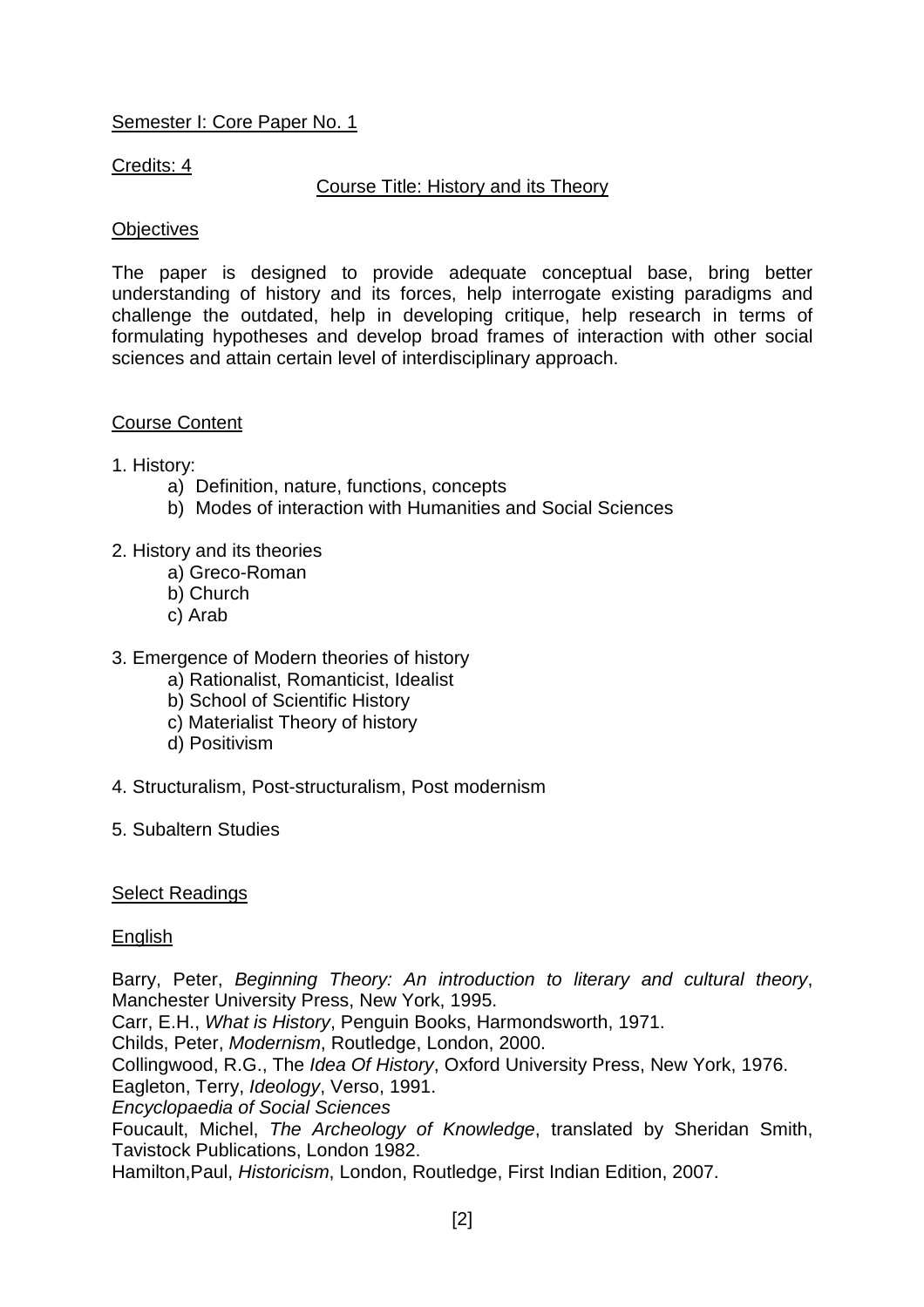Semester I: Core Paper No. 1

Credits: 4

Course Title: History and its Theory

Objectives

The paper is designed to provide adequate conceptual base, bring better understanding of history and its forces, help interrogate existing paradigms and challenge the outdated, help in developing critique, help research in terms of formulating hypotheses and develop broad frames of interaction with other social sciences and attain certain level of interdisciplinary approach.

Course Content

1. History:
   a) Definition, nature, functions, concepts
   b) Modes of interaction with Humanities and Social Sciences

2. History and its theories
   a) Greco-Roman
   b) Church
   c) Arab

3. Emergence of Modern theories of history
   a) Rationalist, Romanticist, Idealist
   b) School of Scientific History
   c) Materialist Theory of history
   d) Positivism

4. Structuralism, Post-structuralism, Post modernism

5. Subaltern Studies

Select Readings

English

Barry, Peter, *Beginning Theory: An introduction to literary and cultural theory*, Manchester University Press, New York, 1995.
Carr, E.H., *What is History*, Penguin Books, Harmondsworth, 1971.
Childs, Peter, *Modernism*, Routledge, London, 2000.
Collingwood, R.G., The *Idea Of History*, Oxford University Press, New York, 1976.
Eagleton, Terry, *Ideology*, Verso, 1991.
*Encyclopaedia of Social Sciences*
Foucault, Michel, *The Archeology of Knowledge*, translated by Sheridan Smith, Tavistock Publications, London 1982.
Hamilton,Paul, *Historicism*, London, Routledge, First Indian Edition, 2007.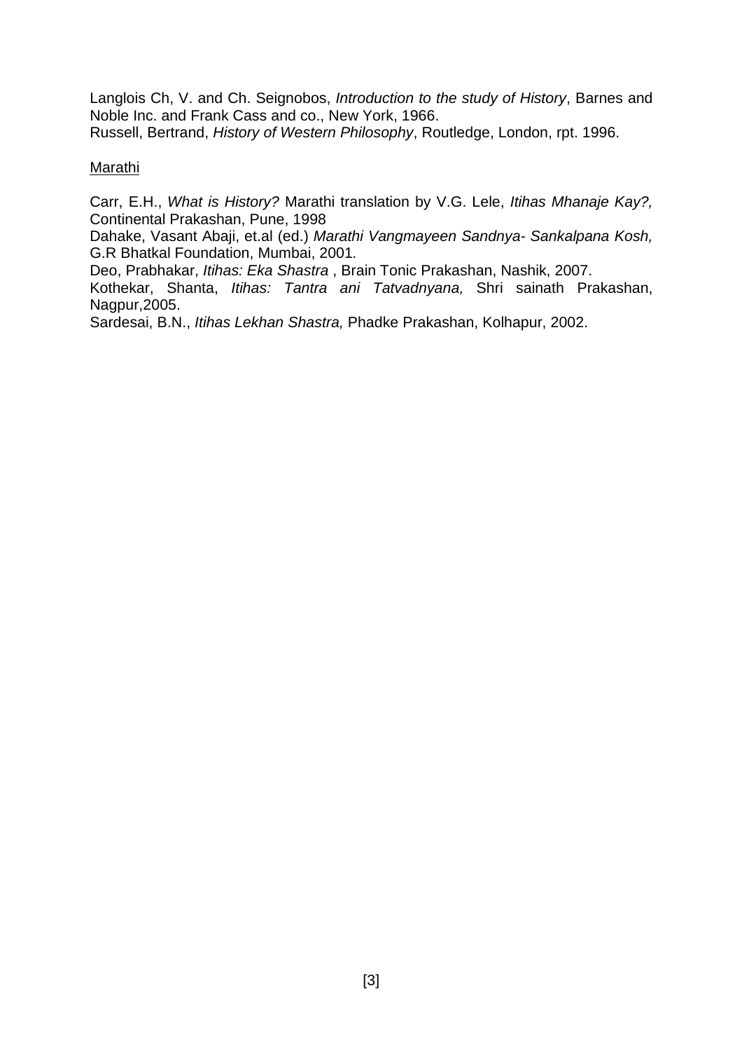Langlois Ch, V. and Ch. Seignobos, *Introduction to the study of History*, Barnes and Noble Inc. and Frank Cass and co., New York, 1966.
Russell, Bertrand, *History of Western Philosophy*, Routledge, London, rpt. 1996.

<u>Marathi</u>

Carr, E.H., *What is History?* Marathi translation by V.G. Lele, *Itihas Mhanaje Kay?,* Continental Prakashan, Pune, 1998
Dahake, Vasant Abaji, et.al (ed.) *Marathi Vangmayeen Sandnya- Sankalpana Kosh,* G.R Bhatkal Foundation, Mumbai, 2001.
Deo, Prabhakar, *Itihas: Eka Shastra* , Brain Tonic Prakashan, Nashik, 2007.
Kothekar, Shanta, *Itihas: Tantra ani Tatvadnyana,* Shri sainath Prakashan, Nagpur,2005.
Sardesai, B.N., *Itihas Lekhan Shastra,* Phadke Prakashan, Kolhapur, 2002.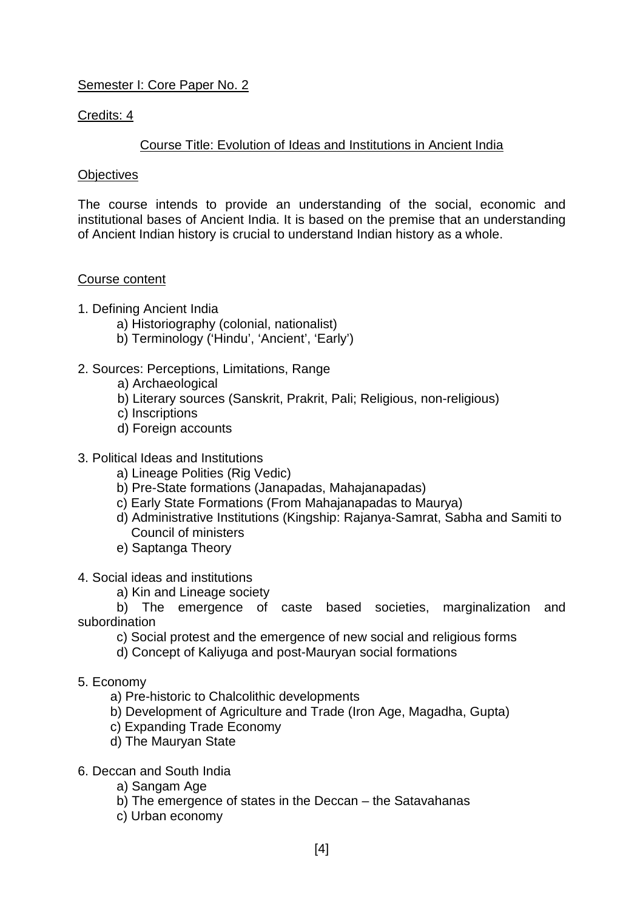Semester I: Core Paper No. 2

Credits: 4

## Course Title: Evolution of Ideas and Institutions in Ancient India

### Objectives

The course intends to provide an understanding of the social, economic and institutional bases of Ancient India. It is based on the premise that an understanding of Ancient Indian history is crucial to understand Indian history as a whole.

### Course content

1. Defining Ancient India
    - a) Historiography (colonial, nationalist)
    - b) Terminology ('Hindu', 'Ancient', 'Early')

2. Sources: Perceptions, Limitations, Range
    - a) Archaeological
    - b) Literary sources (Sanskrit, Prakrit, Pali; Religious, non-religious)
    - c) Inscriptions
    - d) Foreign accounts

3. Political Ideas and Institutions
    - a) Lineage Polities (Rig Vedic)
    - b) Pre-State formations (Janapadas, Mahajanapadas)
    - c) Early State Formations (From Mahajanapadas to Maurya)
    - d) Administrative Institutions (Kingship: Rajanya-Samrat, Sabha and Samiti to Council of ministers
    - e) Saptanga Theory

4. Social ideas and institutions
    - a) Kin and Lineage society
    - b) The emergence of caste based societies, marginalization and subordination
    - c) Social protest and the emergence of new social and religious forms
    - d) Concept of Kaliyuga and post-Mauryan social formations

5. Economy
    - a) Pre-historic to Chalcolithic developments
    - b) Development of Agriculture and Trade (Iron Age, Magadha, Gupta)
    - c) Expanding Trade Economy
    - d) The Mauryan State

6. Deccan and South India
    - a) Sangam Age
    - b) The emergence of states in the Deccan – the Satavahanas
    - c) Urban economy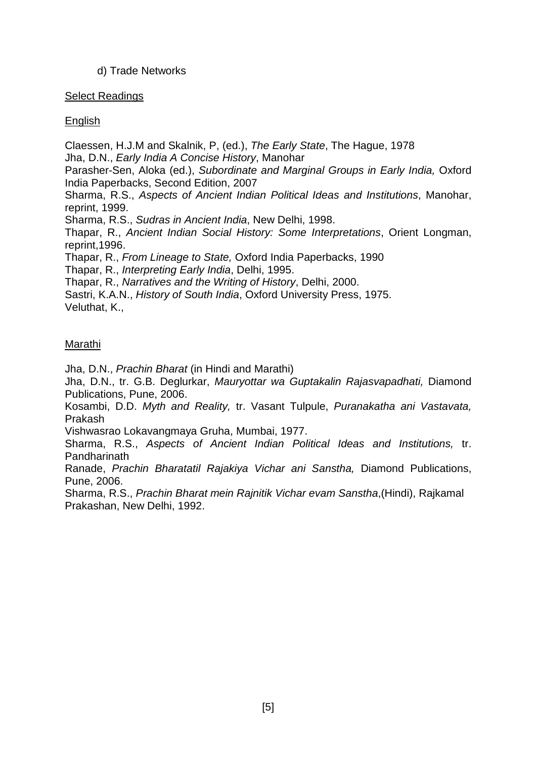d) Trade Networks

<u>Select Readings</u>

<u>English</u>

Claessen, H.J.M and Skalnik, P, (ed.), *The Early State*, The Hague, 1978
Jha, D.N., *Early India A Concise History*, Manohar
Parasher-Sen, Aloka (ed.), *Subordinate and Marginal Groups in Early India,* Oxford India Paperbacks, Second Edition, 2007
Sharma, R.S., *Aspects of Ancient Indian Political Ideas and Institutions*, Manohar, reprint, 1999.
Sharma, R.S., *Sudras in Ancient India*, New Delhi, 1998.
Thapar, R., *Ancient Indian Social History: Some Interpretations*, Orient Longman, reprint,1996.
Thapar, R., *From Lineage to State,* Oxford India Paperbacks, 1990
Thapar, R., *Interpreting Early India*, Delhi, 1995.
Thapar, R., *Narratives and the Writing of History*, Delhi, 2000.
Sastri, K.A.N., *History of South India*, Oxford University Press, 1975.
Veluthat, K.,

<u>Marathi</u>

Jha, D.N., *Prachin Bharat* (in Hindi and Marathi)
Jha, D.N., tr. G.B. Deglurkar, *Mauryottar wa Guptakalin Rajasvapadhati,* Diamond Publications, Pune, 2006.
Kosambi, D.D. *Myth and Reality,* tr. Vasant Tulpule, *Puranakatha ani Vastavata,* Prakash
Vishwasrao Lokavangmaya Gruha, Mumbai, 1977.
Sharma, R.S., *Aspects of Ancient Indian Political Ideas and Institutions,* tr. Pandharinath
Ranade, *Prachin Bharatatil Rajakiya Vichar ani Sanstha,* Diamond Publications, Pune, 2006.
Sharma, R.S., *Prachin Bharat mein Rajnitik Vichar evam Sanstha*,(Hindi), Rajkamal Prakashan, New Delhi, 1992.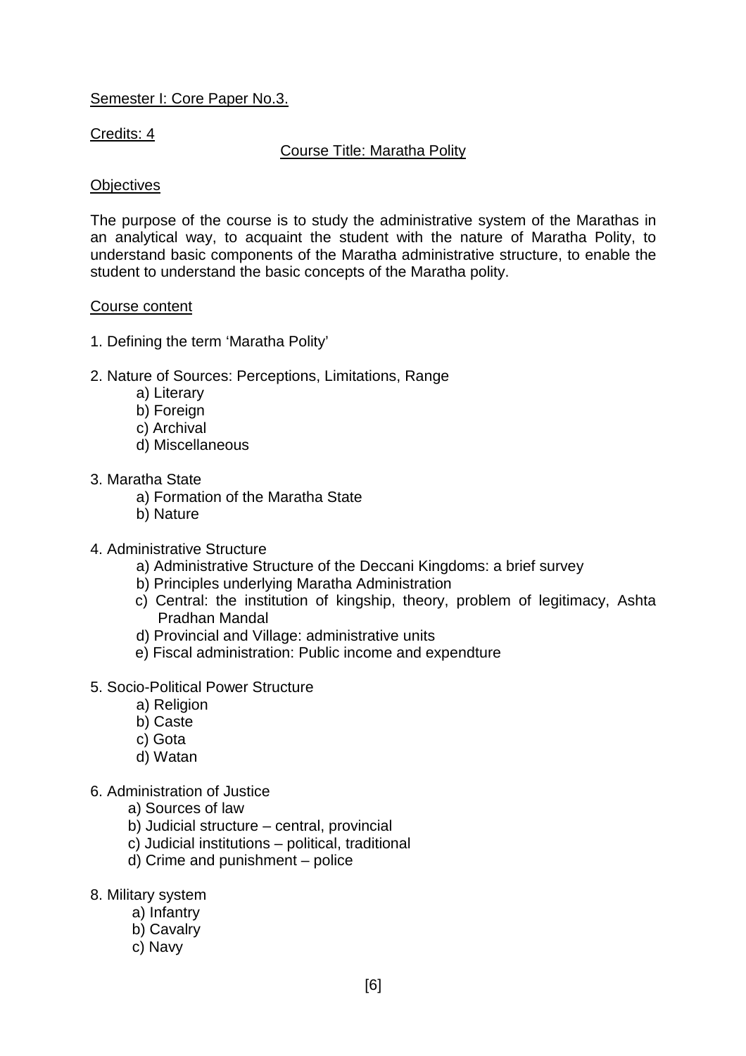Semester I: Core Paper No.3.

Credits: 4

## Course Title: Maratha Polity

### Objectives

The purpose of the course is to study the administrative system of the Marathas in an analytical way, to acquaint the student with the nature of Maratha Polity, to understand basic components of the Maratha administrative structure, to enable the student to understand the basic concepts of the Maratha polity.

### Course content

1. Defining the term 'Maratha Polity'

2. Nature of Sources: Perceptions, Limitations, Range
   - a) Literary
   - b) Foreign
   - c) Archival
   - d) Miscellaneous

3. Maratha State
   - a) Formation of the Maratha State
   - b) Nature

4. Administrative Structure
   - a) Administrative Structure of the Deccani Kingdoms: a brief survey
   - b) Principles underlying Maratha Administration
   - c) Central: the institution of kingship, theory, problem of legitimacy, Ashta Pradhan Mandal
   - d) Provincial and Village: administrative units
   - e) Fiscal administration: Public income and expendture

5. Socio-Political Power Structure
   - a) Religion
   - b) Caste
   - c) Gota
   - d) Watan

6. Administration of Justice
   - a) Sources of law
   - b) Judicial structure – central, provincial
   - c) Judicial institutions – political, traditional
   - d) Crime and punishment – police

8. Military system
   - a) Infantry
   - b) Cavalry
   - c) Navy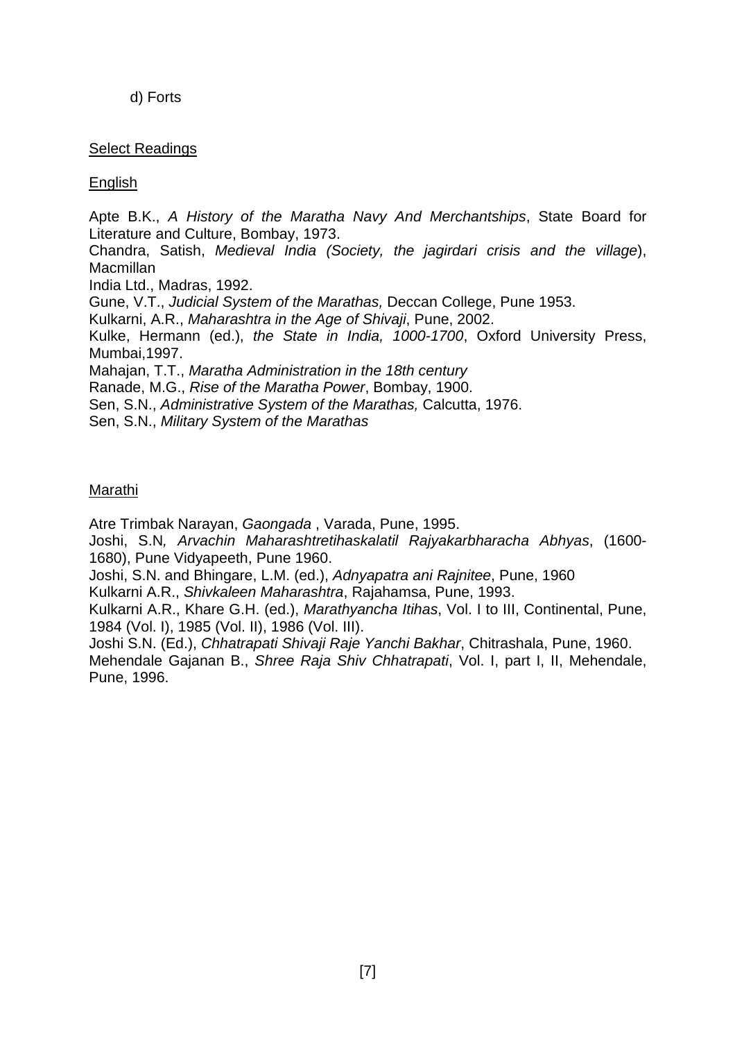d) Forts

<u>Select Readings</u>

<u>English</u>

Apte B.K., *A History of the Maratha Navy And Merchantships*, State Board for Literature and Culture, Bombay, 1973.
Chandra, Satish, *Medieval India (Society, the jagirdari crisis and the village*), Macmillan
India Ltd., Madras, 1992.
Gune, V.T., *Judicial System of the Marathas,* Deccan College, Pune 1953.
Kulkarni, A.R., *Maharashtra in the Age of Shivaji*, Pune, 2002.
Kulke, Hermann (ed.), *the State in India, 1000-1700*, Oxford University Press, Mumbai,1997.
Mahajan, T.T., *Maratha Administration in the 18th century*
Ranade, M.G., *Rise of the Maratha Power*, Bombay, 1900.
Sen, S.N., *Administrative System of the Marathas,* Calcutta, 1976.
Sen, S.N., *Military System of the Marathas*

<u>Marathi</u>

Atre Trimbak Narayan, *Gaongada* , Varada, Pune, 1995.
Joshi, S.N*, Arvachin Maharashtretihaskalatil Rajyakarbharacha Abhyas*, (1600-1680), Pune Vidyapeeth, Pune 1960.
Joshi, S.N. and Bhingare, L.M. (ed.), *Adnyapatra ani Rajnitee*, Pune, 1960
Kulkarni A.R., *Shivkaleen Maharashtra*, Rajahamsa, Pune, 1993.
Kulkarni A.R., Khare G.H. (ed.), *Marathyancha Itihas*, Vol. I to III, Continental, Pune, 1984 (Vol. I), 1985 (Vol. II), 1986 (Vol. III).
Joshi S.N. (Ed.), *Chhatrapati Shivaji Raje Yanchi Bakhar*, Chitrashala, Pune, 1960.
Mehendale Gajanan B., *Shree Raja Shiv Chhatrapati*, Vol. I, part I, II, Mehendale, Pune, 1996.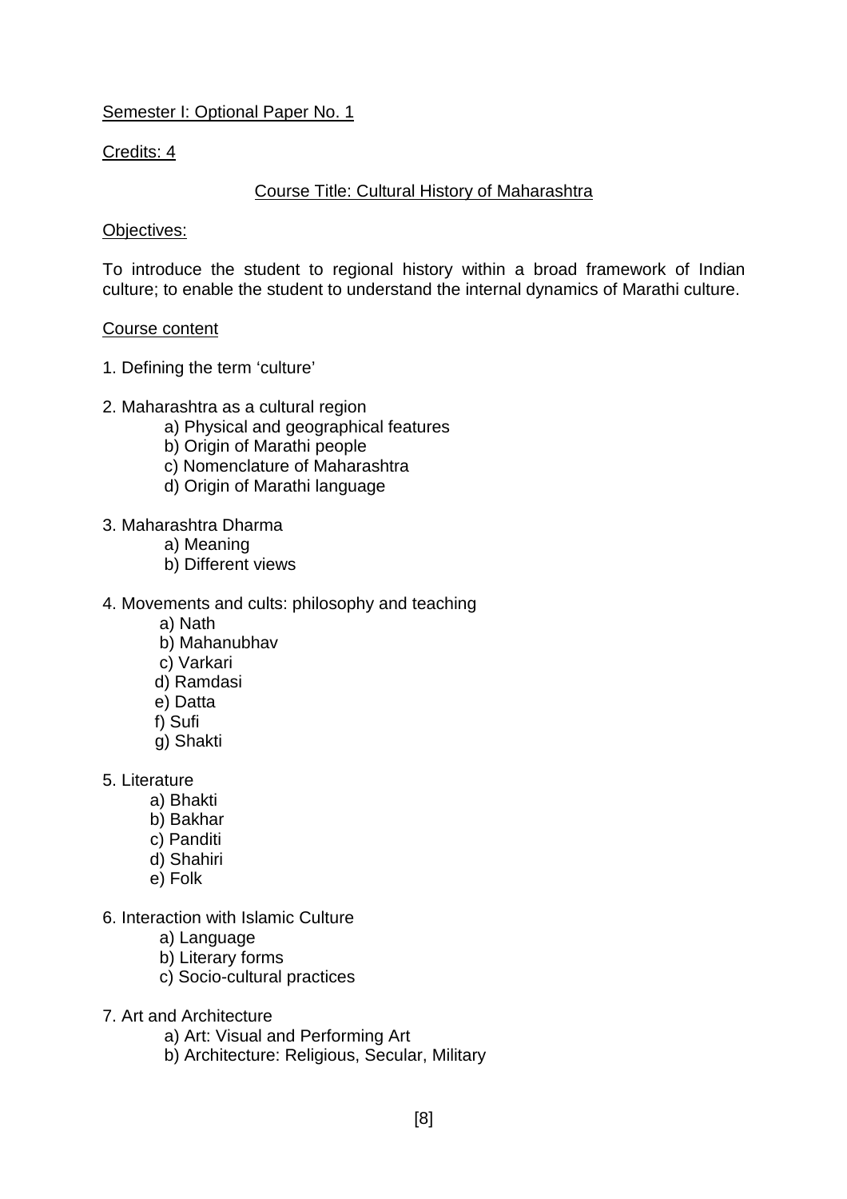Semester I: Optional Paper No. 1

Credits: 4

## Course Title: Cultural History of Maharashtra

Objectives:

To introduce the student to regional history within a broad framework of Indian culture; to enable the student to understand the internal dynamics of Marathi culture.

Course content

1. Defining the term 'culture'

2. Maharashtra as a cultural region
   - a) Physical and geographical features
   - b) Origin of Marathi people
   - c) Nomenclature of Maharashtra
   - d) Origin of Marathi language

3. Maharashtra Dharma
   - a) Meaning
   - b) Different views

4. Movements and cults: philosophy and teaching
   - a) Nath
   - b) Mahanubhav
   - c) Varkari
   - d) Ramdasi
   - e) Datta
   - f) Sufi
   - g) Shakti

5. Literature
   - a) Bhakti
   - b) Bakhar
   - c) Panditi
   - d) Shahiri
   - e) Folk

6. Interaction with Islamic Culture
   - a) Language
   - b) Literary forms
   - c) Socio-cultural practices

7. Art and Architecture
   - a) Art: Visual and Performing Art
   - b) Architecture: Religious, Secular, Military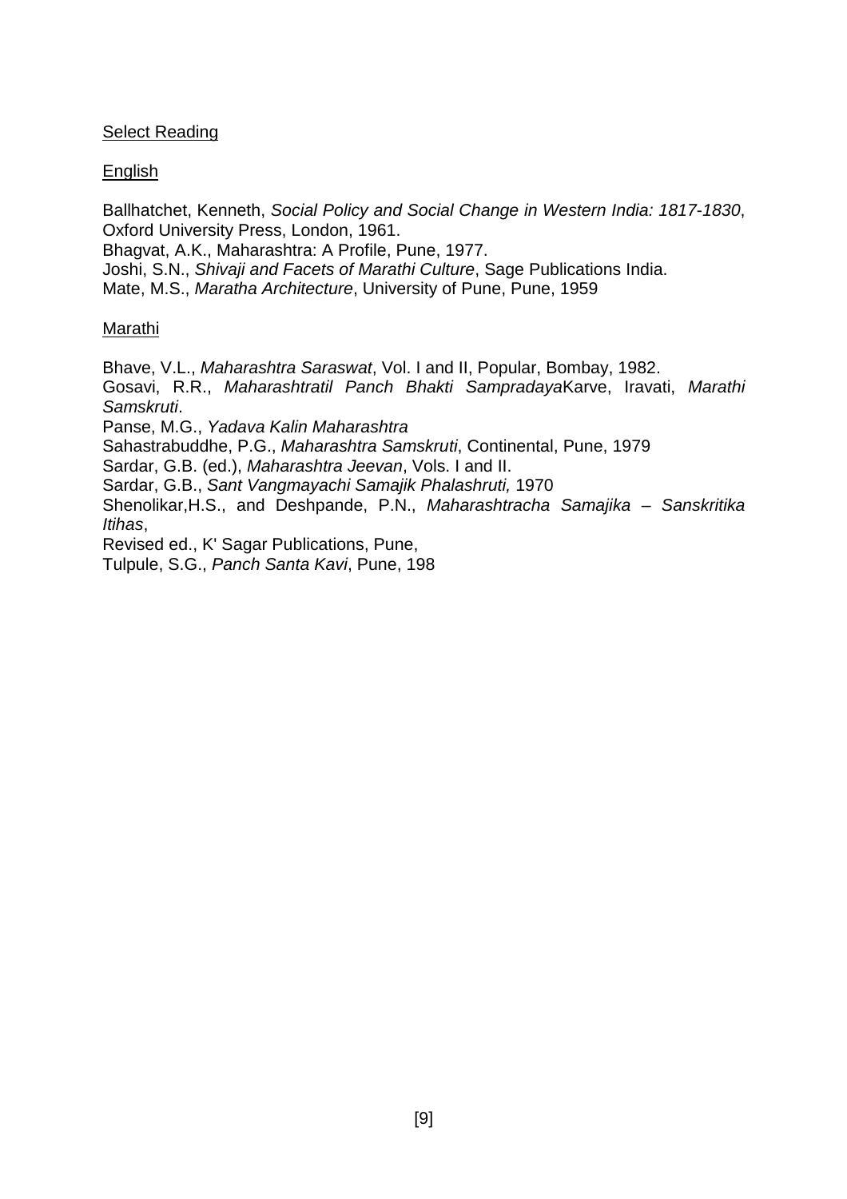Select Reading

English

Ballhatchet, Kenneth, *Social Policy and Social Change in Western India: 1817-1830*, Oxford University Press, London, 1961.
Bhagvat, A.K., Maharashtra: A Profile, Pune, 1977.
Joshi, S.N., *Shivaji and Facets of Marathi Culture*, Sage Publications India.
Mate, M.S., *Maratha Architecture*, University of Pune, Pune, 1959

Marathi

Bhave, V.L., *Maharashtra Saraswat*, Vol. I and II, Popular, Bombay, 1982.
Gosavi, R.R., *Maharashtratil Panch Bhakti Sampradaya*Karve, Iravati, *Marathi Samskruti*.
Panse, M.G., *Yadava Kalin Maharashtra*
Sahastrabuddhe, P.G., *Maharashtra Samskruti*, Continental, Pune, 1979
Sardar, G.B. (ed.), *Maharashtra Jeevan*, Vols. I and II.
Sardar, G.B., *Sant Vangmayachi Samajik Phalashruti,* 1970
Shenolikar,H.S., and Deshpande, P.N., *Maharashtracha Samajika – Sanskritika Itihas*,
Revised ed., K' Sagar Publications, Pune,
Tulpule, S.G., *Panch Santa Kavi*, Pune, 198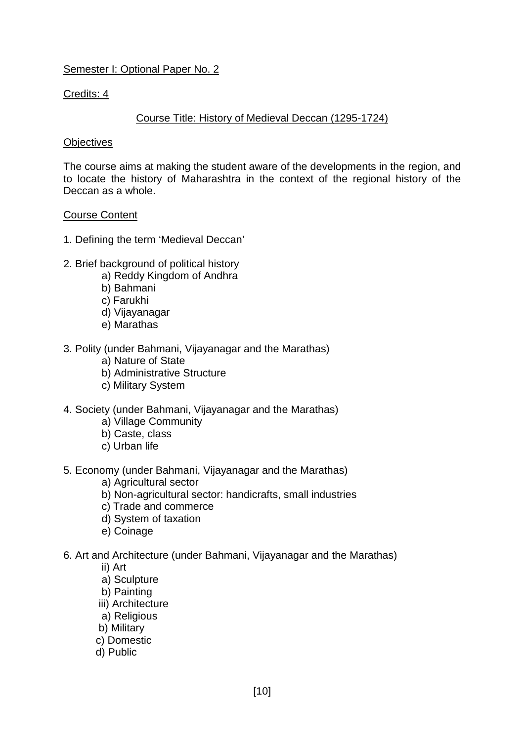Semester I: Optional Paper No. 2

Credits: 4

## Course Title: History of Medieval Deccan (1295-1724)

### Objectives

The course aims at making the student aware of the developments in the region, and to locate the history of Maharashtra in the context of the regional history of the Deccan as a whole.

### Course Content

1. Defining the term 'Medieval Deccan'

2. Brief background of political history
   - a) Reddy Kingdom of Andhra
   - b) Bahmani
   - c) Farukhi
   - d) Vijayanagar
   - e) Marathas

3. Polity (under Bahmani, Vijayanagar and the Marathas)
   - a) Nature of State
   - b) Administrative Structure
   - c) Military System

4. Society (under Bahmani, Vijayanagar and the Marathas)
   - a) Village Community
   - b) Caste, class
   - c) Urban life

5. Economy (under Bahmani, Vijayanagar and the Marathas)
   - a) Agricultural sector
   - b) Non-agricultural sector: handicrafts, small industries
   - c) Trade and commerce
   - d) System of taxation
   - e) Coinage

6. Art and Architecture (under Bahmani, Vijayanagar and the Marathas)
   - ii) Art
     - a) Sculpture
     - b) Painting
   - iii) Architecture
     - a) Religious
     - b) Military
     - c) Domestic
     - d) Public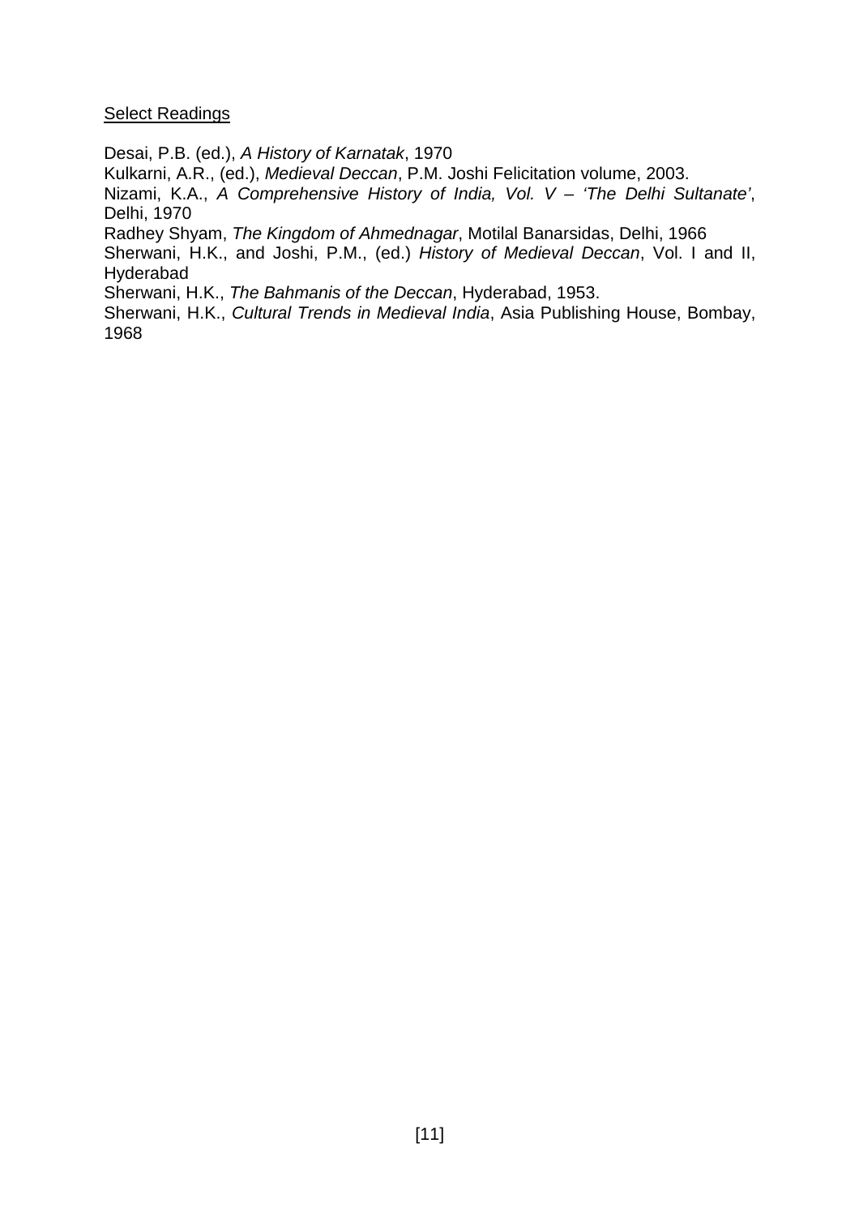Select Readings

Desai, P.B. (ed.), *A History of Karnatak*, 1970

Kulkarni, A.R., (ed.), *Medieval Deccan*, P.M. Joshi Felicitation volume, 2003.

Nizami, K.A., *A Comprehensive History of India, Vol. V – 'The Delhi Sultanate'*, Delhi, 1970

Radhey Shyam, *The Kingdom of Ahmednagar*, Motilal Banarsidas, Delhi, 1966

Sherwani, H.K., and Joshi, P.M., (ed.) *History of Medieval Deccan*, Vol. I and II, Hyderabad

Sherwani, H.K., *The Bahmanis of the Deccan*, Hyderabad, 1953.

Sherwani, H.K., *Cultural Trends in Medieval India*, Asia Publishing House, Bombay, 1968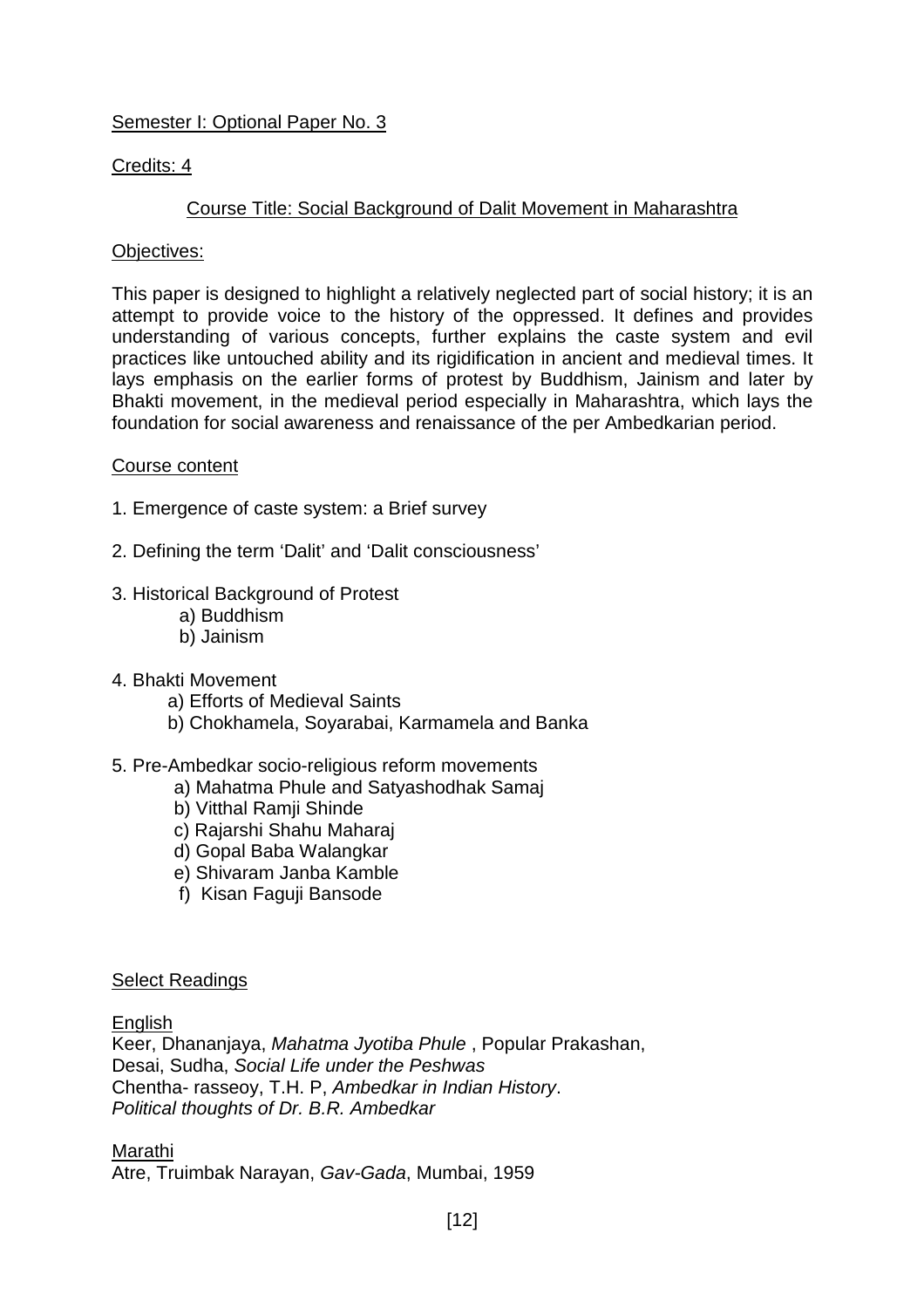Semester I: Optional Paper No. 3

Credits: 4

## Course Title: Social Background of Dalit Movement in Maharashtra

Objectives:

This paper is designed to highlight a relatively neglected part of social history; it is an attempt to provide voice to the history of the oppressed. It defines and provides understanding of various concepts, further explains the caste system and evil practices like untouched ability and its rigidification in ancient and medieval times. It lays emphasis on the earlier forms of protest by Buddhism, Jainism and later by Bhakti movement, in the medieval period especially in Maharashtra, which lays the foundation for social awareness and renaissance of the per Ambedkarian period.

Course content

1. Emergence of caste system: a Brief survey

2. Defining the term 'Dalit' and 'Dalit consciousness'

3. Historical Background of Protest
   a) Buddhism
   b) Jainism

4. Bhakti Movement
   a) Efforts of Medieval Saints
   b) Chokhamela, Soyarabai, Karmamela and Banka

5. Pre-Ambedkar socio-religious reform movements
   a) Mahatma Phule and Satyashodhak Samaj
   b) Vitthal Ramji Shinde
   c) Rajarshi Shahu Maharaj
   d) Gopal Baba Walangkar
   e) Shivaram Janba Kamble
   f) Kisan Faguji Bansode

Select Readings

English

Keer, Dhananjaya, *Mahatma Jyotiba Phule* , Popular Prakashan,
Desai, Sudha, *Social Life under the Peshwas*
Chentha- rasseoy, T.H. P, *Ambedkar in Indian History*.
*Political thoughts of Dr. B.R. Ambedkar*

Marathi

Atre, Truimbak Narayan, *Gav-Gada*, Mumbai, 1959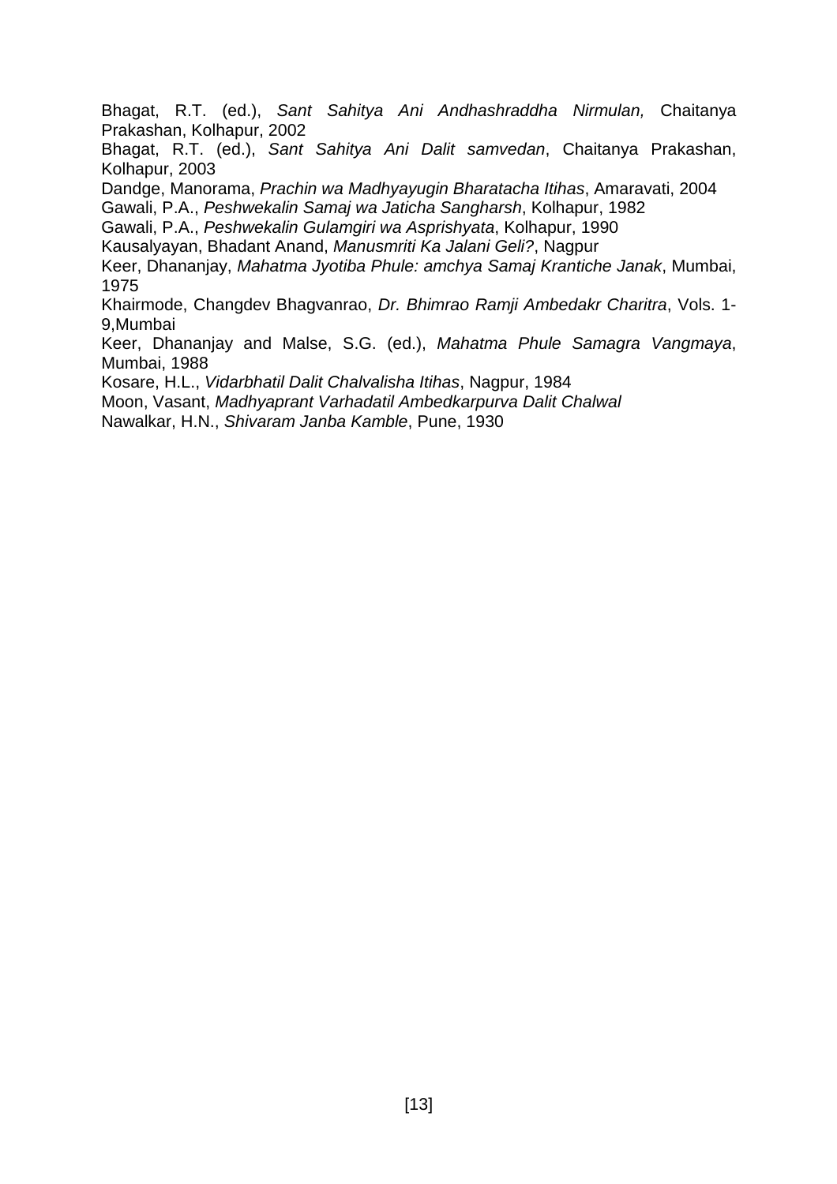Bhagat, R.T. (ed.), *Sant Sahitya Ani Andhashraddha Nirmulan,* Chaitanya Prakashan, Kolhapur, 2002

Bhagat, R.T. (ed.), *Sant Sahitya Ani Dalit samvedan*, Chaitanya Prakashan, Kolhapur, 2003

Dandge, Manorama, *Prachin wa Madhyayugin Bharatacha Itihas*, Amaravati, 2004

Gawali, P.A., *Peshwekalin Samaj wa Jaticha Sangharsh*, Kolhapur, 1982

Gawali, P.A., *Peshwekalin Gulamgiri wa Asprishyata*, Kolhapur, 1990

Kausalyayan, Bhadant Anand, *Manusmriti Ka Jalani Geli?*, Nagpur

Keer, Dhananjay, *Mahatma Jyotiba Phule: amchya Samaj Krantiche Janak*, Mumbai, 1975

Khairmode, Changdev Bhagvanrao, *Dr. Bhimrao Ramji Ambedakr Charitra*, Vols. 1-9,Mumbai

Keer, Dhananjay and Malse, S.G. (ed.), *Mahatma Phule Samagra Vangmaya*, Mumbai, 1988

Kosare, H.L., *Vidarbhatil Dalit Chalvalisha Itihas*, Nagpur, 1984

Moon, Vasant, *Madhyaprant Varhadatil Ambedkarpurva Dalit Chalwal*

Nawalkar, H.N., *Shivaram Janba Kamble*, Pune, 1930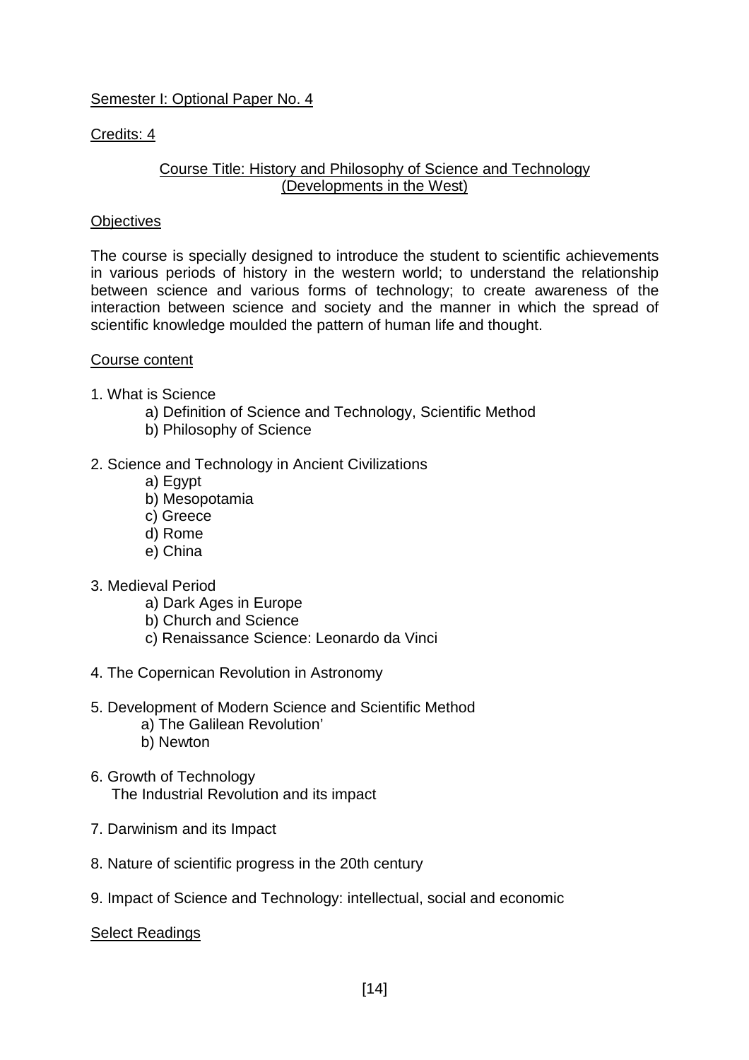Semester I: Optional Paper No. 4

Credits: 4

## Course Title: History and Philosophy of Science and Technology (Developments in the West)

### Objectives

The course is specially designed to introduce the student to scientific achievements in various periods of history in the western world; to understand the relationship between science and various forms of technology; to create awareness of the interaction between science and society and the manner in which the spread of scientific knowledge moulded the pattern of human life and thought.

### Course content

1. What is Science
   - a) Definition of Science and Technology, Scientific Method
   - b) Philosophy of Science

2. Science and Technology in Ancient Civilizations
   - a) Egypt
   - b) Mesopotamia
   - c) Greece
   - d) Rome
   - e) China

3. Medieval Period
   - a) Dark Ages in Europe
   - b) Church and Science
   - c) Renaissance Science: Leonardo da Vinci

4. The Copernican Revolution in Astronomy

5. Development of Modern Science and Scientific Method
   - a) The Galilean Revolution'
   - b) Newton

6. Growth of Technology
   The Industrial Revolution and its impact

7. Darwinism and its Impact

8. Nature of scientific progress in the 20th century

9. Impact of Science and Technology: intellectual, social and economic

### Select Readings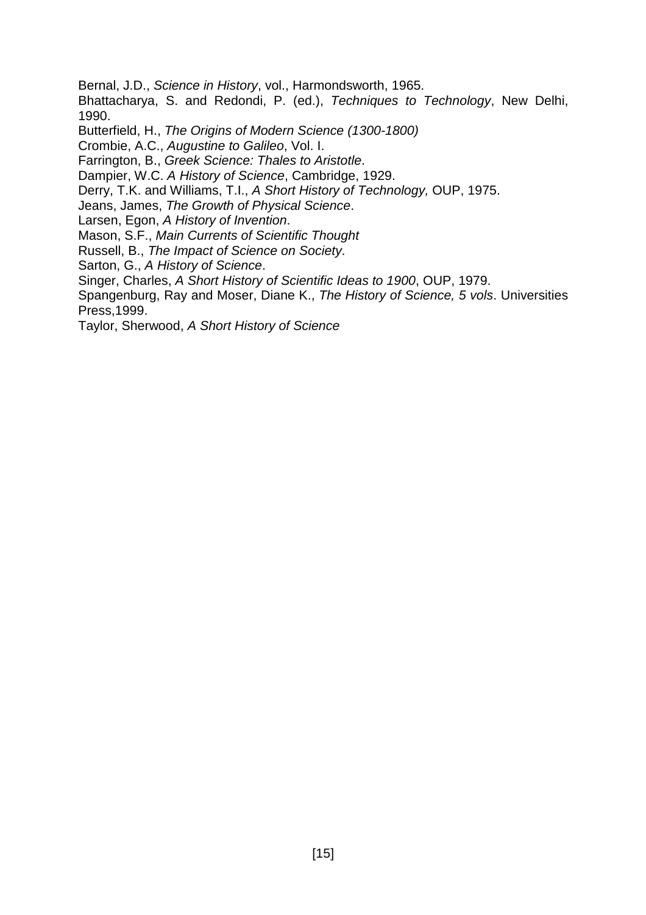Bernal, J.D., *Science in History*, vol., Harmondsworth, 1965.

Bhattacharya, S. and Redondi, P. (ed.), *Techniques to Technology*, New Delhi, 1990.

Butterfield, H., *The Origins of Modern Science (1300-1800)*

Crombie, A.C., *Augustine to Galileo*, Vol. I.

Farrington, B., *Greek Science: Thales to Aristotle*.

Dampier, W.C. *A History of Science*, Cambridge, 1929.

Derry, T.K. and Williams, T.I., *A Short History of Technology,* OUP, 1975.

Jeans, James, *The Growth of Physical Science*.

Larsen, Egon, *A History of Invention*.

Mason, S.F., *Main Currents of Scientific Thought*

Russell, B., *The Impact of Science on Society*.

Sarton, G., *A History of Science*.

Singer, Charles, *A Short History of Scientific Ideas to 1900*, OUP, 1979.

Spangenburg, Ray and Moser, Diane K., *The History of Science, 5 vols*. Universities Press,1999.

Taylor, Sherwood, *A Short History of Science*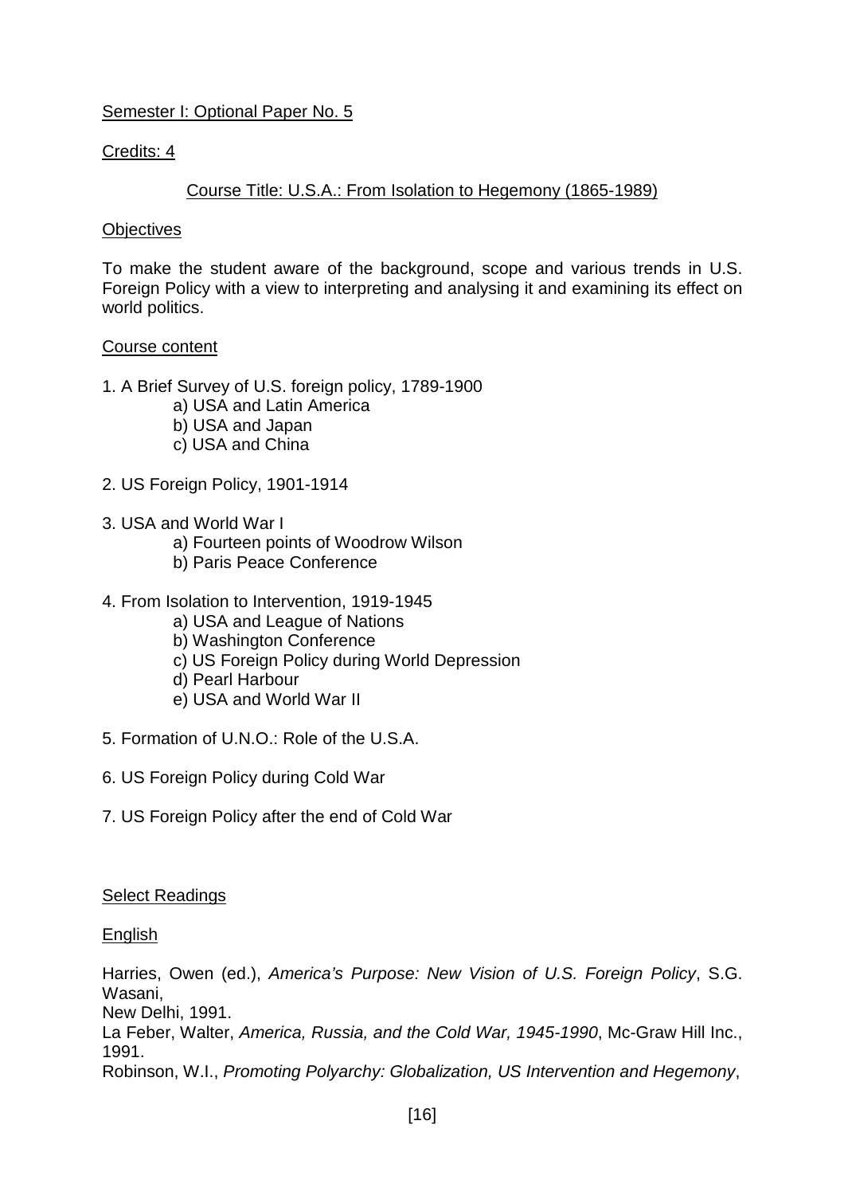Semester I: Optional Paper No. 5

Credits: 4

## Course Title: U.S.A.: From Isolation to Hegemony (1865-1989)

### Objectives

To make the student aware of the background, scope and various trends in U.S. Foreign Policy with a view to interpreting and analysing it and examining its effect on world politics.

### Course content

1. A Brief Survey of U.S. foreign policy, 1789-1900
   - a) USA and Latin America
   - b) USA and Japan
   - c) USA and China
2. US Foreign Policy, 1901-1914
3. USA and World War I
   - a) Fourteen points of Woodrow Wilson
   - b) Paris Peace Conference
4. From Isolation to Intervention, 1919-1945
   - a) USA and League of Nations
   - b) Washington Conference
   - c) US Foreign Policy during World Depression
   - d) Pearl Harbour
   - e) USA and World War II
5. Formation of U.N.O.: Role of the U.S.A.
6. US Foreign Policy during Cold War
7. US Foreign Policy after the end of Cold War

### Select Readings

#### English

Harries, Owen (ed.), *America's Purpose: New Vision of U.S. Foreign Policy*, S.G. Wasani,
New Delhi, 1991.

La Feber, Walter, *America, Russia, and the Cold War, 1945-1990*, Mc-Graw Hill Inc., 1991.

Robinson, W.I., *Promoting Polyarchy: Globalization, US Intervention and Hegemony*,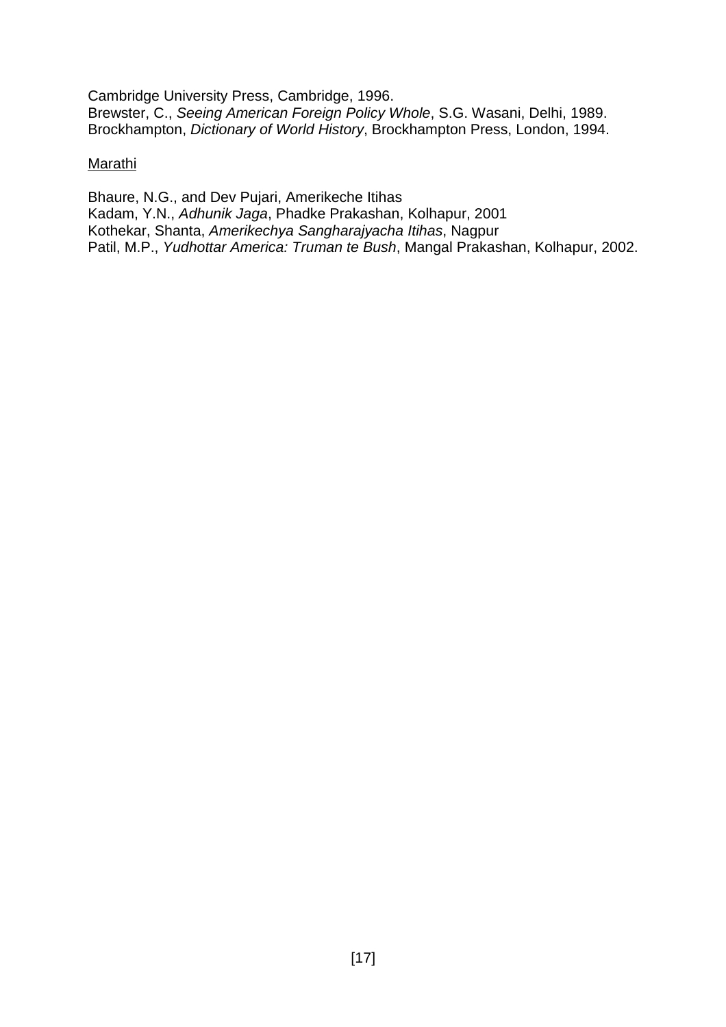Cambridge University Press, Cambridge, 1996.
Brewster, C., *Seeing American Foreign Policy Whole*, S.G. Wasani, Delhi, 1989.
Brockhampton, *Dictionary of World History*, Brockhampton Press, London, 1994.

<u>Marathi</u>

Bhaure, N.G., and Dev Pujari, Amerikeche Itihas
Kadam, Y.N., *Adhunik Jaga*, Phadke Prakashan, Kolhapur, 2001
Kothekar, Shanta, *Amerikechya Sangharajyacha Itihas*, Nagpur
Patil, M.P., *Yudhottar America: Truman te Bush*, Mangal Prakashan, Kolhapur, 2002.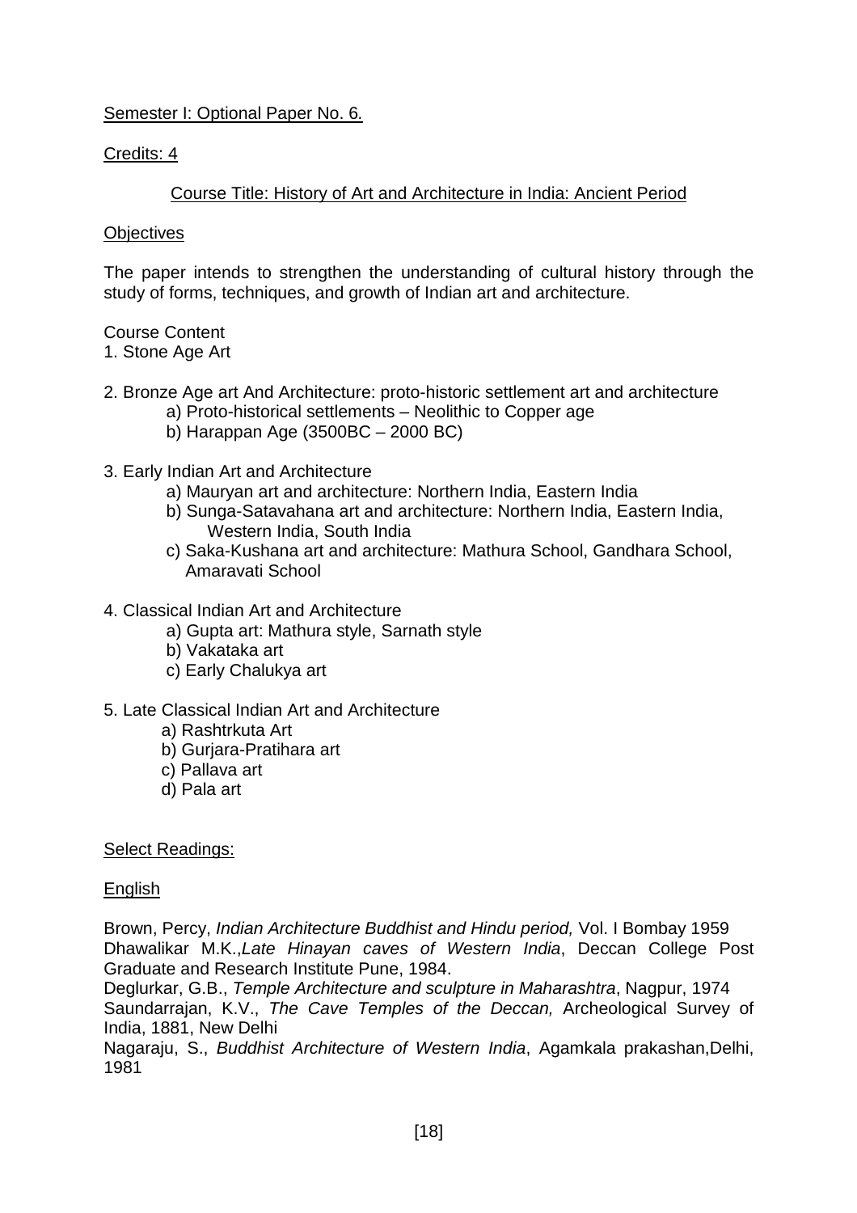Semester I: Optional Paper No. 6.

Credits: 4

## Course Title: History of Art and Architecture in India: Ancient Period

Objectives

The paper intends to strengthen the understanding of cultural history through the study of forms, techniques, and growth of Indian art and architecture.

Course Content

1. Stone Age Art

2. Bronze Age art And Architecture: proto-historic settlement art and architecture
   - a) Proto-historical settlements – Neolithic to Copper age
   - b) Harappan Age (3500BC – 2000 BC)

3. Early Indian Art and Architecture
   - a) Mauryan art and architecture: Northern India, Eastern India
   - b) Sunga-Satavahana art and architecture: Northern India, Eastern India, Western India, South India
   - c) Saka-Kushana art and architecture: Mathura School, Gandhara School, Amaravati School

4. Classical Indian Art and Architecture
   - a) Gupta art: Mathura style, Sarnath style
   - b) Vakataka art
   - c) Early Chalukya art

5. Late Classical Indian Art and Architecture
   - a) Rashtrkuta Art
   - b) Gurjara-Pratihara art
   - c) Pallava art
   - d) Pala art

Select Readings:

English

Brown, Percy, *Indian Architecture Buddhist and Hindu period,* Vol. I Bombay 1959

Dhawalikar M.K.,*Late Hinayan caves of Western India*, Deccan College Post Graduate and Research Institute Pune, 1984.

Deglurkar, G.B., *Temple Architecture and sculpture in Maharashtra*, Nagpur, 1974

Saundarrajan, K.V., *The Cave Temples of the Deccan,* Archeological Survey of India, 1881, New Delhi

Nagaraju, S., *Buddhist Architecture of Western India*, Agamkala prakashan,Delhi, 1981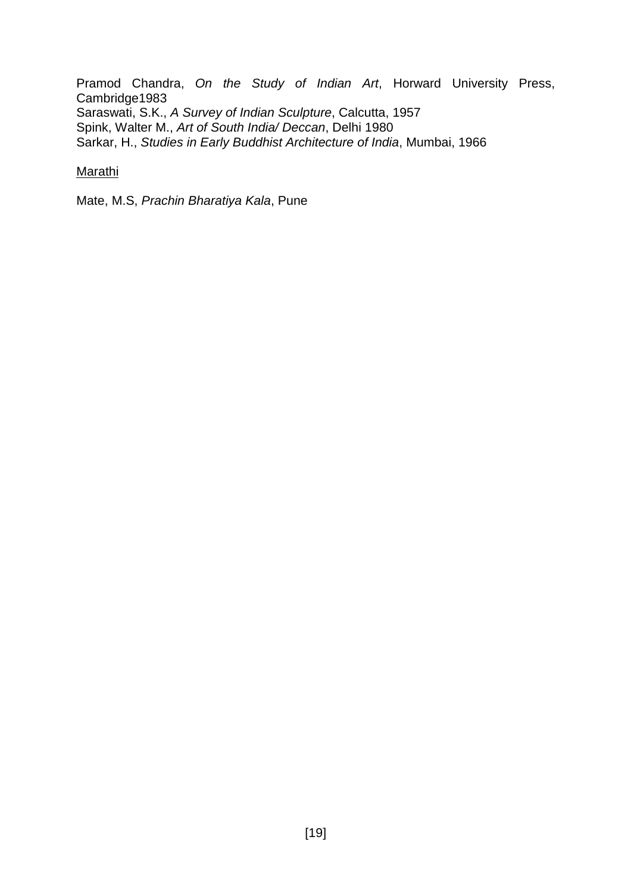Pramod Chandra, *On the Study of Indian Art*, Horward University Press, Cambridge1983
Saraswati, S.K., *A Survey of Indian Sculpture*, Calcutta, 1957
Spink, Walter M., *Art of South India/ Deccan*, Delhi 1980
Sarkar, H., *Studies in Early Buddhist Architecture of India*, Mumbai, 1966

<u>Marathi</u>

Mate, M.S, *Prachin Bharatiya Kala*, Pune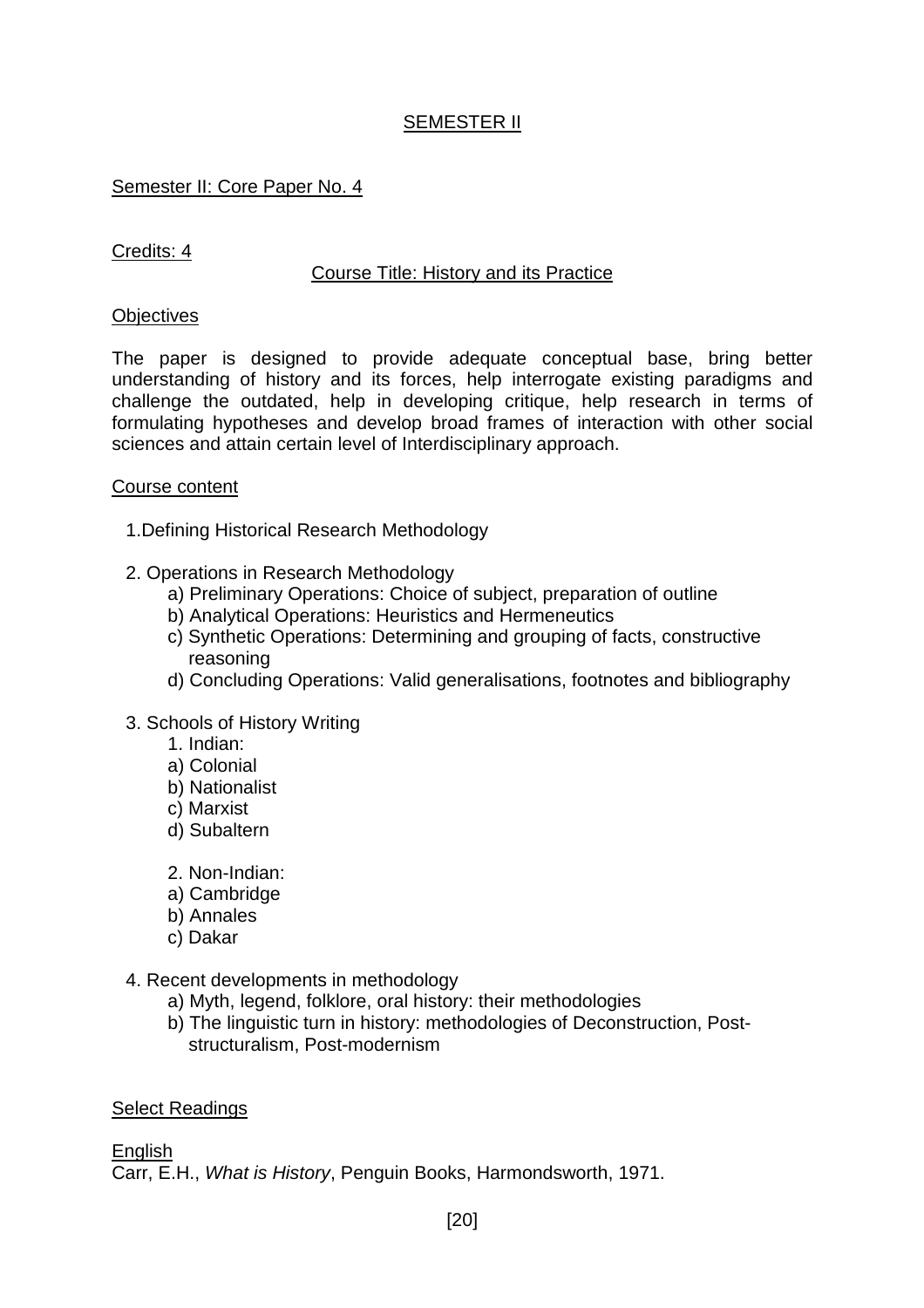# SEMESTER II

## Semester II: Core Paper No. 4

Credits: 4

### Course Title: History and its Practice

#### Objectives

The paper is designed to provide adequate conceptual base, bring better understanding of history and its forces, help interrogate existing paradigms and challenge the outdated, help in developing critique, help research in terms of formulating hypotheses and develop broad frames of interaction with other social sciences and attain certain level of Interdisciplinary approach.

#### Course content

1. Defining Historical Research Methodology

2. Operations in Research Methodology
    - a) Preliminary Operations: Choice of subject, preparation of outline
    - b) Analytical Operations: Heuristics and Hermeneutics
    - c) Synthetic Operations: Determining and grouping of facts, constructive reasoning
    - d) Concluding Operations: Valid generalisations, footnotes and bibliography

3. Schools of History Writing
    1. Indian:
        - a) Colonial
        - b) Nationalist
        - c) Marxist
        - d) Subaltern
    2. Non-Indian:
        - a) Cambridge
        - b) Annales
        - c) Dakar

4. Recent developments in methodology
    - a) Myth, legend, folklore, oral history: their methodologies
    - b) The linguistic turn in history: methodologies of Deconstruction, Post-structuralism, Post-modernism

#### Select Readings

English

Carr, E.H., *What is History*, Penguin Books, Harmondsworth, 1971.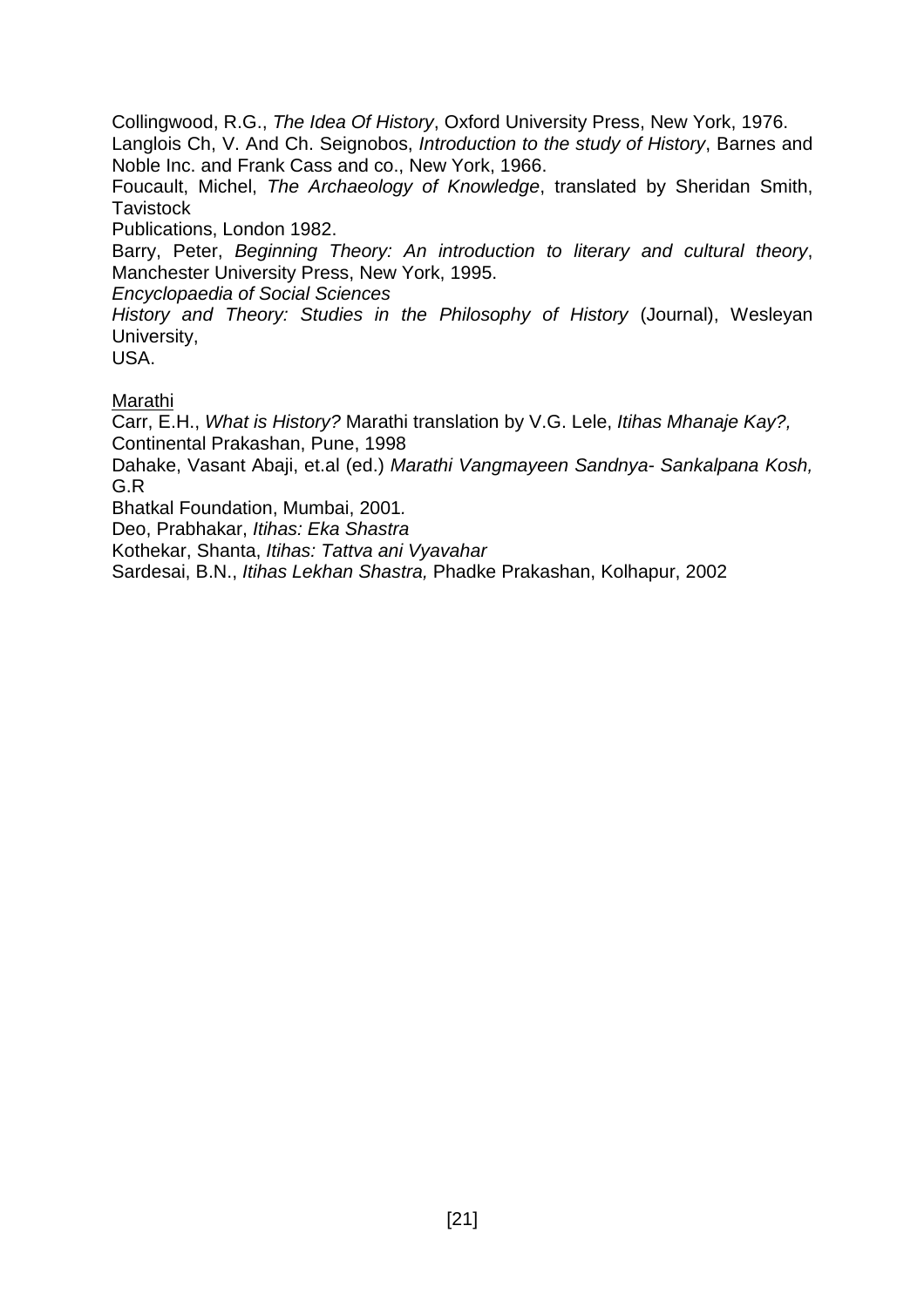Collingwood, R.G., *The Idea Of History*, Oxford University Press, New York, 1976.

Langlois Ch, V. And Ch. Seignobos, *Introduction to the study of History*, Barnes and Noble Inc. and Frank Cass and co., New York, 1966.

Foucault, Michel, *The Archaeology of Knowledge*, translated by Sheridan Smith, Tavistock
Publications, London 1982.

Barry, Peter, *Beginning Theory: An introduction to literary and cultural theory*, Manchester University Press, New York, 1995.

*Encyclopaedia of Social Sciences*

*History and Theory: Studies in the Philosophy of History* (Journal), Wesleyan University,
USA.

<u>Marathi</u>

Carr, E.H., *What is History?* Marathi translation by V.G. Lele, *Itihas Mhanaje Kay?,* Continental Prakashan, Pune, 1998

Dahake, Vasant Abaji, et.al (ed.) *Marathi Vangmayeen Sandnya- Sankalpana Kosh,* G.R
Bhatkal Foundation, Mumbai, 2001*.*

Deo, Prabhakar, *Itihas: Eka Shastra*

Kothekar, Shanta, *Itihas: Tattva ani Vyavahar*

Sardesai, B.N., *Itihas Lekhan Shastra,* Phadke Prakashan, Kolhapur, 2002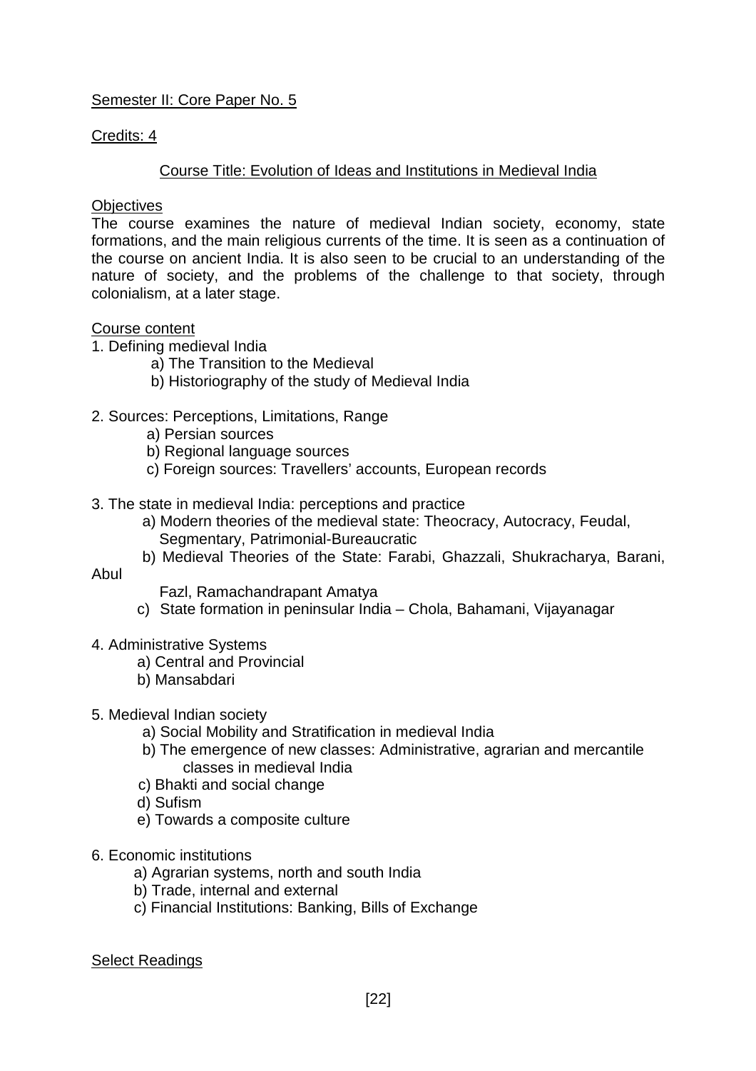Semester II: Core Paper No. 5

Credits: 4

## Course Title: Evolution of Ideas and Institutions in Medieval India

### Objectives

The course examines the nature of medieval Indian society, economy, state formations, and the main religious currents of the time. It is seen as a continuation of the course on ancient India. It is also seen to be crucial to an understanding of the nature of society, and the problems of the challenge to that society, through colonialism, at a later stage.

### Course content

1. Defining medieval India
   - a) The Transition to the Medieval
   - b) Historiography of the study of Medieval India

2. Sources: Perceptions, Limitations, Range
   - a) Persian sources
   - b) Regional language sources
   - c) Foreign sources: Travellers' accounts, European records

3. The state in medieval India: perceptions and practice
   - a) Modern theories of the medieval state: Theocracy, Autocracy, Feudal, Segmentary, Patrimonial-Bureaucratic
   - b) Medieval Theories of the State: Farabi, Ghazzali, Shukracharya, Barani, Abul Fazl, Ramachandrapant Amatya
   - c) State formation in peninsular India – Chola, Bahamani, Vijayanagar

4. Administrative Systems
   - a) Central and Provincial
   - b) Mansabdari

5. Medieval Indian society
   - a) Social Mobility and Stratification in medieval India
   - b) The emergence of new classes: Administrative, agrarian and mercantile classes in medieval India
   - c) Bhakti and social change
   - d) Sufism
   - e) Towards a composite culture

6. Economic institutions
   - a) Agrarian systems, north and south India
   - b) Trade, internal and external
   - c) Financial Institutions: Banking, Bills of Exchange

### Select Readings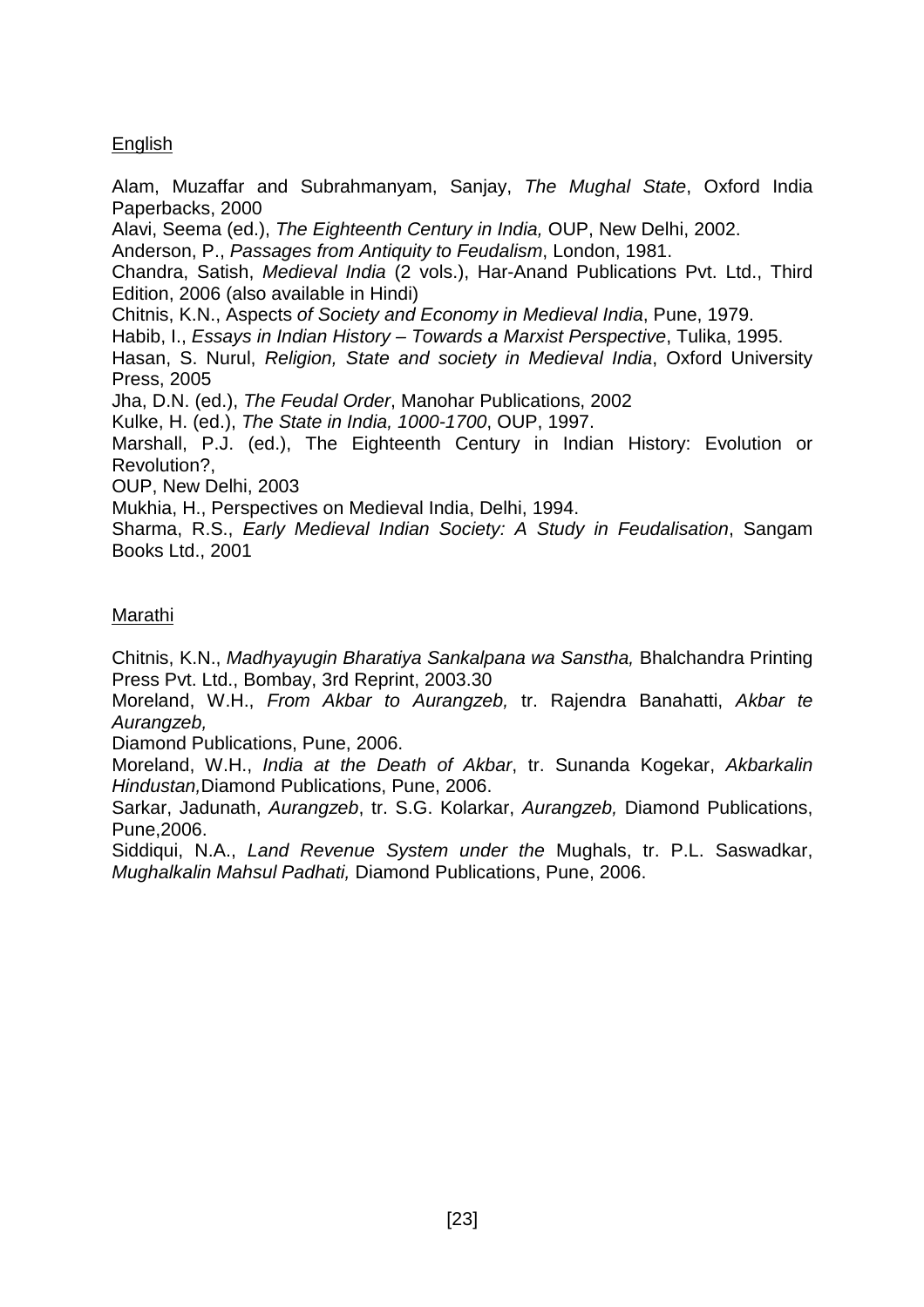English

Alam, Muzaffar and Subrahmanyam, Sanjay, *The Mughal State*, Oxford India Paperbacks, 2000

Alavi, Seema (ed.), *The Eighteenth Century in India,* OUP, New Delhi, 2002.

Anderson, P., *Passages from Antiquity to Feudalism*, London, 1981.

Chandra, Satish, *Medieval India* (2 vols.), Har-Anand Publications Pvt. Ltd., Third Edition, 2006 (also available in Hindi)

Chitnis, K.N., Aspects *of Society and Economy in Medieval India*, Pune, 1979.

Habib, I., *Essays in Indian History – Towards a Marxist Perspective*, Tulika, 1995.

Hasan, S. Nurul, *Religion, State and society in Medieval India*, Oxford University Press, 2005

Jha, D.N. (ed.), *The Feudal Order*, Manohar Publications, 2002

Kulke, H. (ed.), *The State in India, 1000-1700*, OUP, 1997.

Marshall, P.J. (ed.), The Eighteenth Century in Indian History: Evolution or Revolution?,
OUP, New Delhi, 2003

Mukhia, H., Perspectives on Medieval India, Delhi, 1994.

Sharma, R.S., *Early Medieval Indian Society: A Study in Feudalisation*, Sangam Books Ltd., 2001

Marathi

Chitnis, K.N., *Madhyayugin Bharatiya Sankalpana wa Sanstha,* Bhalchandra Printing Press Pvt. Ltd., Bombay, 3rd Reprint, 2003.30

Moreland, W.H., *From Akbar to Aurangzeb,* tr. Rajendra Banahatti, *Akbar te Aurangzeb,*
Diamond Publications, Pune, 2006.

Moreland, W.H., *India at the Death of Akbar*, tr. Sunanda Kogekar, *Akbarkalin Hindustan,*Diamond Publications, Pune, 2006.

Sarkar, Jadunath, *Aurangzeb*, tr. S.G. Kolarkar, *Aurangzeb,* Diamond Publications, Pune,2006.

Siddiqui, N.A., *Land Revenue System under the* Mughals, tr. P.L. Saswadkar, *Mughalkalin Mahsul Padhati,* Diamond Publications, Pune, 2006.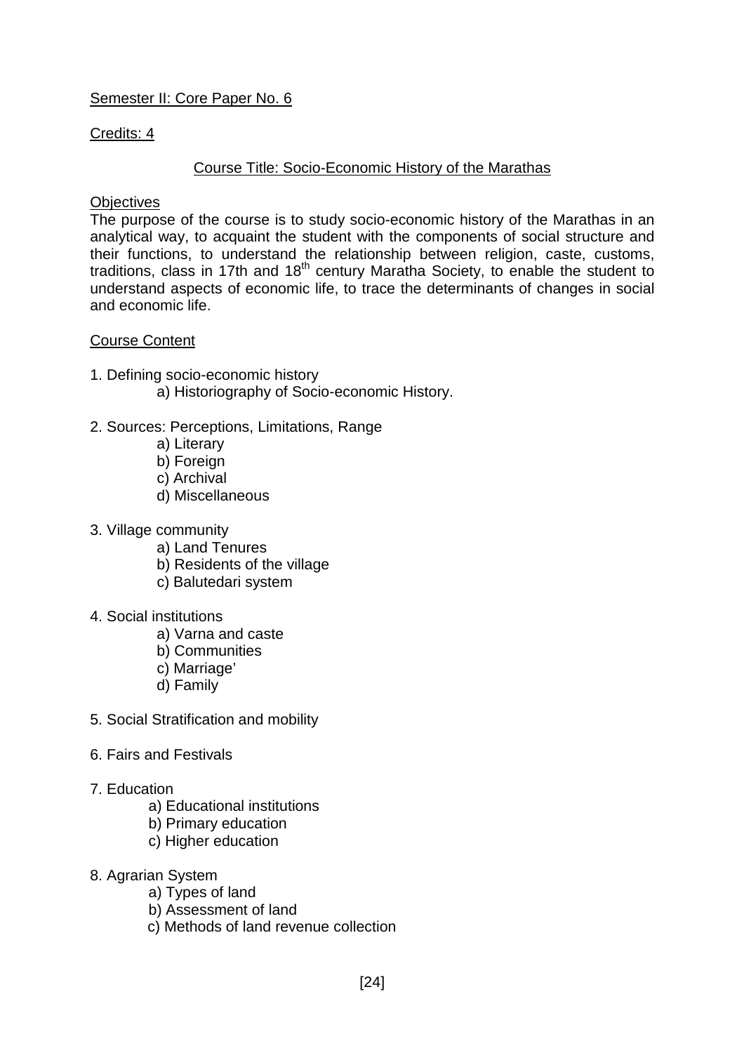Semester II: Core Paper No. 6

Credits: 4

## Course Title: Socio-Economic History of the Marathas

### Objectives

The purpose of the course is to study socio-economic history of the Marathas in an analytical way, to acquaint the student with the components of social structure and their functions, to understand the relationship between religion, caste, customs, traditions, class in 17th and 18th century Maratha Society, to enable the student to understand aspects of economic life, to trace the determinants of changes in social and economic life.

### Course Content

1. Defining socio-economic history
   - a) Historiography of Socio-economic History.
2. Sources: Perceptions, Limitations, Range
   - a) Literary
   - b) Foreign
   - c) Archival
   - d) Miscellaneous
3. Village community
   - a) Land Tenures
   - b) Residents of the village
   - c) Balutedari system
4. Social institutions
   - a) Varna and caste
   - b) Communities
   - c) Marriage'
   - d) Family
5. Social Stratification and mobility
6. Fairs and Festivals
7. Education
   - a) Educational institutions
   - b) Primary education
   - c) Higher education
8. Agrarian System
   - a) Types of land
   - b) Assessment of land
   - c) Methods of land revenue collection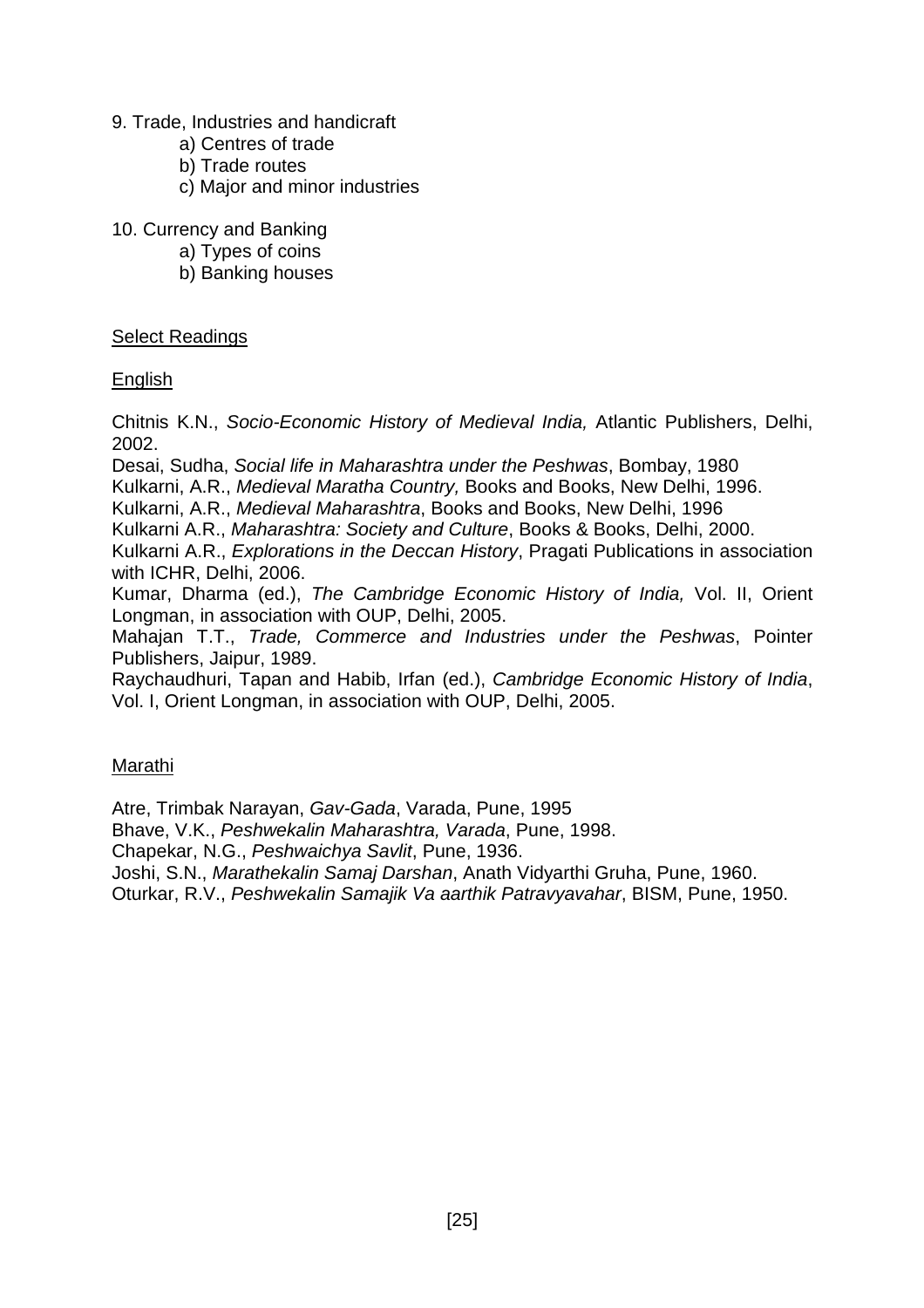9. Trade, Industries and handicraft
    a) Centres of trade
    b) Trade routes
    c) Major and minor industries

10. Currency and Banking
    a) Types of coins
    b) Banking houses

Select Readings

English

Chitnis K.N., *Socio-Economic History of Medieval India,* Atlantic Publishers, Delhi, 2002.
Desai, Sudha, *Social life in Maharashtra under the Peshwas*, Bombay, 1980
Kulkarni, A.R., *Medieval Maratha Country,* Books and Books, New Delhi, 1996.
Kulkarni, A.R., *Medieval Maharashtra*, Books and Books, New Delhi, 1996
Kulkarni A.R., *Maharashtra: Society and Culture*, Books & Books, Delhi, 2000.
Kulkarni A.R., *Explorations in the Deccan History*, Pragati Publications in association with ICHR, Delhi, 2006.
Kumar, Dharma (ed.), *The Cambridge Economic History of India,* Vol. II, Orient Longman, in association with OUP, Delhi, 2005.
Mahajan T.T., *Trade, Commerce and Industries under the Peshwas*, Pointer Publishers, Jaipur, 1989.
Raychaudhuri, Tapan and Habib, Irfan (ed.), *Cambridge Economic History of India*, Vol. I, Orient Longman, in association with OUP, Delhi, 2005.

Marathi

Atre, Trimbak Narayan, *Gav-Gada*, Varada, Pune, 1995
Bhave, V.K., *Peshwekalin Maharashtra, Varada*, Pune, 1998.
Chapekar, N.G., *Peshwaichya Savlit*, Pune, 1936.
Joshi, S.N., *Marathekalin Samaj Darshan*, Anath Vidyarthi Gruha, Pune, 1960.
Oturkar, R.V., *Peshwekalin Samajik Va aarthik Patravyavahar*, BISM, Pune, 1950.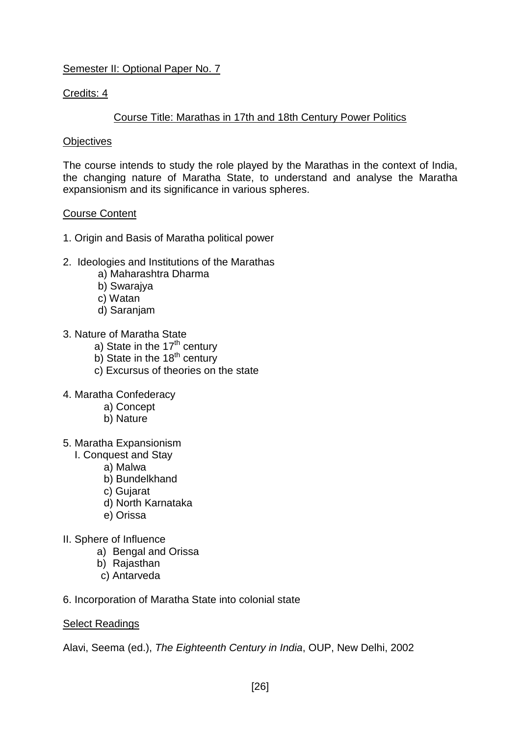Semester II: Optional Paper No. 7

Credits: 4

## Course Title: Marathas in 17th and 18th Century Power Politics

### Objectives

The course intends to study the role played by the Marathas in the context of India, the changing nature of Maratha State, to understand and analyse the Maratha expansionism and its significance in various spheres.

### Course Content

1. Origin and Basis of Maratha political power

2. Ideologies and Institutions of the Marathas
   - a) Maharashtra Dharma
   - b) Swarajya
   - c) Watan
   - d) Saranjam

3. Nature of Maratha State
   - a) State in the 17th century
   - b) State in the 18th century
   - c) Excursus of theories on the state

4. Maratha Confederacy
   - a) Concept
   - b) Nature

5. Maratha Expansionism
   - I. Conquest and Stay
     - a) Malwa
     - b) Bundelkhand
     - c) Gujarat
     - d) North Karnataka
     - e) Orissa

II. Sphere of Influence
   - a) Bengal and Orissa
   - b) Rajasthan
   - c) Antarveda

6. Incorporation of Maratha State into colonial state

### Select Readings

Alavi, Seema (ed.), *The Eighteenth Century in India*, OUP, New Delhi, 2002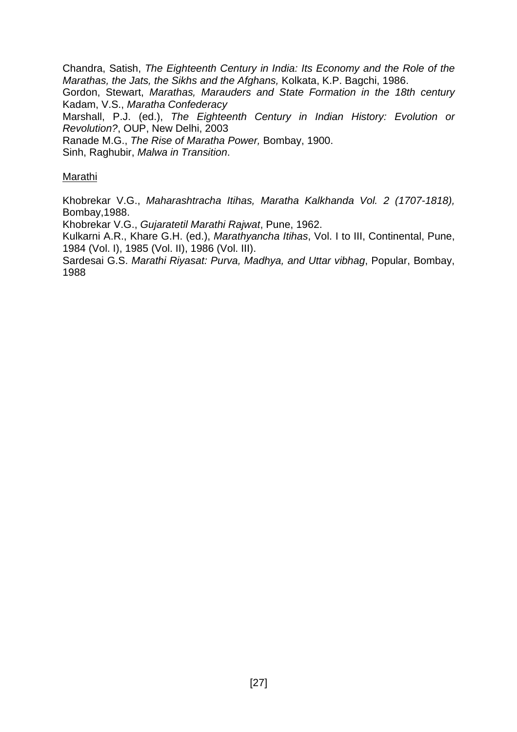Chandra, Satish, *The Eighteenth Century in India: Its Economy and the Role of the Marathas, the Jats, the Sikhs and the Afghans,* Kolkata, K.P. Bagchi, 1986.

Gordon, Stewart, *Marathas, Marauders and State Formation in the 18th century*

Kadam, V.S., *Maratha Confederacy*

Marshall, P.J. (ed.), *The Eighteenth Century in Indian History: Evolution or Revolution?*, OUP, New Delhi, 2003

Ranade M.G., *The Rise of Maratha Power,* Bombay, 1900.

Sinh, Raghubir, *Malwa in Transition*.

<u>Marathi</u>

Khobrekar V.G., *Maharashtracha Itihas, Maratha Kalkhanda Vol. 2 (1707-1818),* Bombay,1988.

Khobrekar V.G., *Gujaratetil Marathi Rajwat*, Pune, 1962.

Kulkarni A.R., Khare G.H. (ed.), *Marathyancha Itihas*, Vol. I to III, Continental, Pune, 1984 (Vol. I), 1985 (Vol. II), 1986 (Vol. III).

Sardesai G.S. *Marathi Riyasat: Purva, Madhya, and Uttar vibhag*, Popular, Bombay, 1988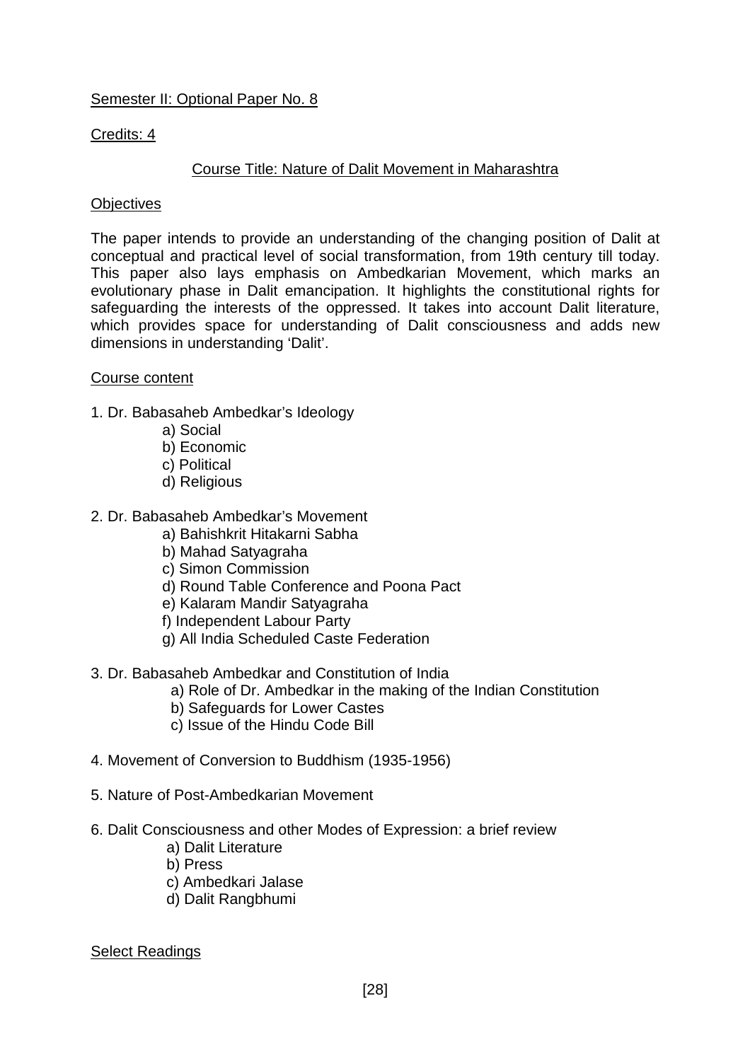Semester II: Optional Paper No. 8

Credits: 4

## Course Title: Nature of Dalit Movement in Maharashtra

### Objectives

The paper intends to provide an understanding of the changing position of Dalit at conceptual and practical level of social transformation, from 19th century till today. This paper also lays emphasis on Ambedkarian Movement, which marks an evolutionary phase in Dalit emancipation. It highlights the constitutional rights for safeguarding the interests of the oppressed. It takes into account Dalit literature, which provides space for understanding of Dalit consciousness and adds new dimensions in understanding 'Dalit'.

### Course content

1. Dr. Babasaheb Ambedkar's Ideology
   - a) Social
   - b) Economic
   - c) Political
   - d) Religious

2. Dr. Babasaheb Ambedkar's Movement
   - a) Bahishkrit Hitakarni Sabha
   - b) Mahad Satyagraha
   - c) Simon Commission
   - d) Round Table Conference and Poona Pact
   - e) Kalaram Mandir Satyagraha
   - f) Independent Labour Party
   - g) All India Scheduled Caste Federation

3. Dr. Babasaheb Ambedkar and Constitution of India
   - a) Role of Dr. Ambedkar in the making of the Indian Constitution
   - b) Safeguards for Lower Castes
   - c) Issue of the Hindu Code Bill

4. Movement of Conversion to Buddhism (1935-1956)

5. Nature of Post-Ambedkarian Movement

6. Dalit Consciousness and other Modes of Expression: a brief review
   - a) Dalit Literature
   - b) Press
   - c) Ambedkari Jalase
   - d) Dalit Rangbhumi

### Select Readings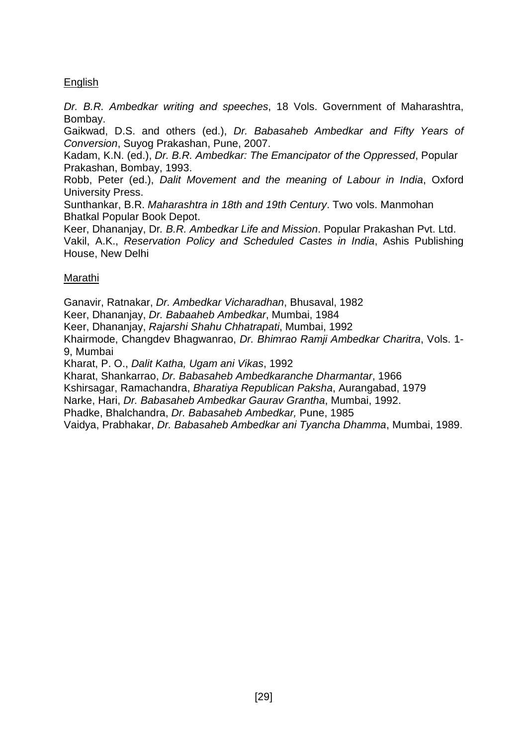English

*Dr. B.R. Ambedkar writing and speeches*, 18 Vols. Government of Maharashtra, Bombay.

Gaikwad, D.S. and others (ed.), *Dr. Babasaheb Ambedkar and Fifty Years of Conversion*, Suyog Prakashan, Pune, 2007.

Kadam, K.N. (ed.), *Dr. B.R. Ambedkar: The Emancipator of the Oppressed*, Popular Prakashan, Bombay, 1993.

Robb, Peter (ed.), *Dalit Movement and the meaning of Labour in India*, Oxford University Press.

Sunthankar, B.R. *Maharashtra in 18th and 19th Century*. Two vols. Manmohan Bhatkal Popular Book Depot.

Keer, Dhananjay, Dr. *B.R. Ambedkar Life and Mission*. Popular Prakashan Pvt. Ltd.

Vakil, A.K., *Reservation Policy and Scheduled Castes in India*, Ashis Publishing House, New Delhi

Marathi

Ganavir, Ratnakar, *Dr. Ambedkar Vicharadhan*, Bhusaval, 1982

Keer, Dhananjay, *Dr. Babaaheb Ambedkar*, Mumbai, 1984

Keer, Dhananjay, *Rajarshi Shahu Chhatrapati*, Mumbai, 1992

Khairmode, Changdev Bhagwanrao, *Dr. Bhimrao Ramji Ambedkar Charitra*, Vols. 1-9, Mumbai

Kharat, P. O., *Dalit Katha, Ugam ani Vikas*, 1992

Kharat, Shankarrao, *Dr. Babasaheb Ambedkaranche Dharmantar*, 1966

Kshirsagar, Ramachandra, *Bharatiya Republican Paksha*, Aurangabad, 1979

Narke, Hari, *Dr. Babasaheb Ambedkar Gaurav Grantha*, Mumbai, 1992.

Phadke, Bhalchandra, *Dr. Babasaheb Ambedkar,* Pune, 1985

Vaidya, Prabhakar, *Dr. Babasaheb Ambedkar ani Tyancha Dhamma*, Mumbai, 1989.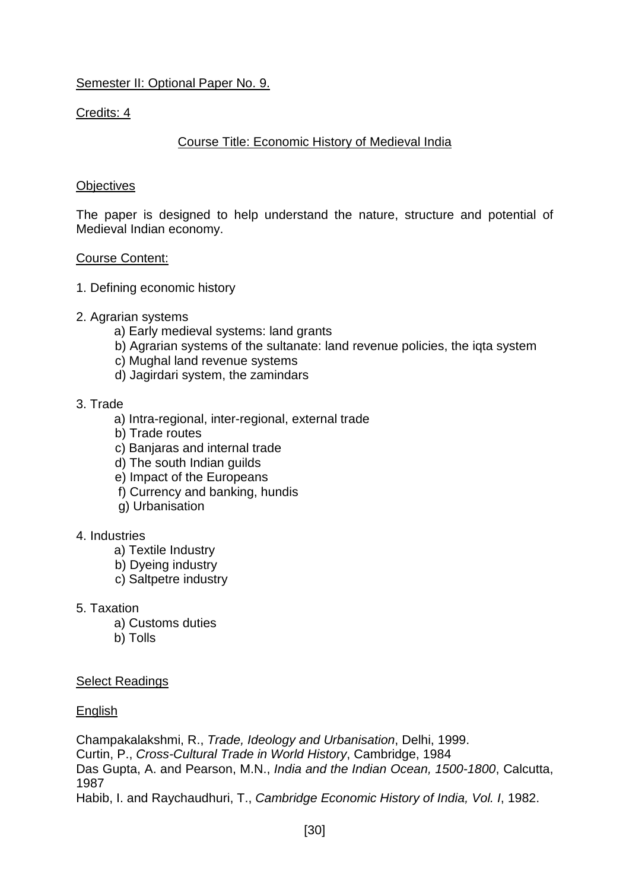Semester II: Optional Paper No. 9.

Credits: 4

## Course Title: Economic History of Medieval India

### Objectives

The paper is designed to help understand the nature, structure and potential of Medieval Indian economy.

### Course Content:

1. Defining economic history

2. Agrarian systems
   - a) Early medieval systems: land grants
   - b) Agrarian systems of the sultanate: land revenue policies, the iqta system
   - c) Mughal land revenue systems
   - d) Jagirdari system, the zamindars

3. Trade
   - a) Intra-regional, inter-regional, external trade
   - b) Trade routes
   - c) Banjaras and internal trade
   - d) The south Indian guilds
   - e) Impact of the Europeans
   - f) Currency and banking, hundis
   - g) Urbanisation

4. Industries
   - a) Textile Industry
   - b) Dyeing industry
   - c) Saltpetre industry

5. Taxation
   - a) Customs duties
   - b) Tolls

### Select Readings

English

Champakalakshmi, R., *Trade, Ideology and Urbanisation*, Delhi, 1999.
Curtin, P., *Cross-Cultural Trade in World History*, Cambridge, 1984
Das Gupta, A. and Pearson, M.N., *India and the Indian Ocean, 1500-1800*, Calcutta, 1987
Habib, I. and Raychaudhuri, T., *Cambridge Economic History of India, Vol. I*, 1982.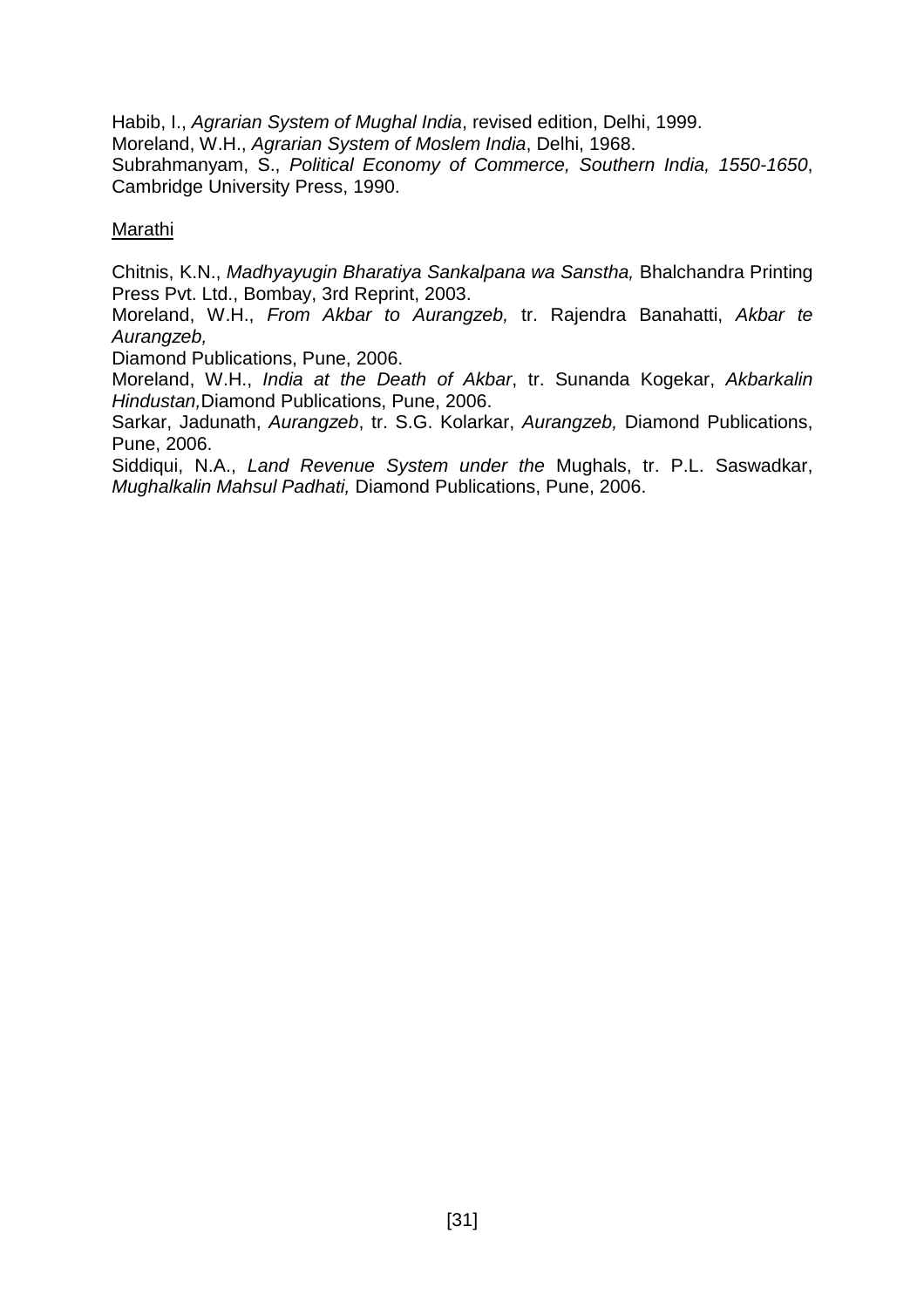Habib, I., *Agrarian System of Mughal India*, revised edition, Delhi, 1999.
Moreland, W.H., *Agrarian System of Moslem India*, Delhi, 1968.
Subrahmanyam, S., *Political Economy of Commerce, Southern India, 1550-1650*, Cambridge University Press, 1990.

Marathi

Chitnis, K.N., *Madhyayugin Bharatiya Sankalpana wa Sanstha,* Bhalchandra Printing Press Pvt. Ltd., Bombay, 3rd Reprint, 2003.
Moreland, W.H., *From Akbar to Aurangzeb,* tr. Rajendra Banahatti, *Akbar te Aurangzeb,*
Diamond Publications, Pune, 2006.
Moreland, W.H., *India at the Death of Akbar*, tr. Sunanda Kogekar, *Akbarkalin Hindustan,*Diamond Publications, Pune, 2006.
Sarkar, Jadunath, *Aurangzeb*, tr. S.G. Kolarkar, *Aurangzeb,* Diamond Publications, Pune, 2006.
Siddiqui, N.A., *Land Revenue System under the* Mughals, tr. P.L. Saswadkar, *Mughalkalin Mahsul Padhati,* Diamond Publications, Pune, 2006.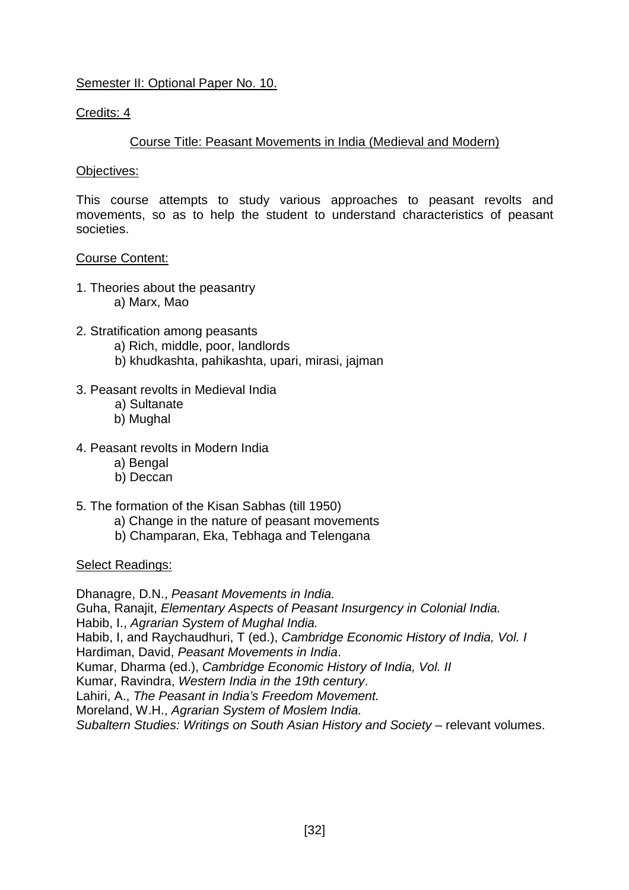Semester II: Optional Paper No. 10.

Credits: 4

## Course Title: Peasant Movements in India (Medieval and Modern)

Objectives:

This course attempts to study various approaches to peasant revolts and movements, so as to help the student to understand characteristics of peasant societies.

Course Content:

1. Theories about the peasantry
   a) Marx, Mao

2. Stratification among peasants
   a) Rich, middle, poor, landlords
   b) khudkashta, pahikashta, upari, mirasi, jajman

3. Peasant revolts in Medieval India
   a) Sultanate
   b) Mughal

4. Peasant revolts in Modern India
   a) Bengal
   b) Deccan

5. The formation of the Kisan Sabhas (till 1950)
   a) Change in the nature of peasant movements
   b) Champaran, Eka, Tebhaga and Telengana

Select Readings:

Dhanagre, D.N., *Peasant Movements in India.*
Guha, Ranajit, *Elementary Aspects of Peasant Insurgency in Colonial India.*
Habib, I., *Agrarian System of Mughal India.*
Habib, I, and Raychaudhuri, T (ed.), *Cambridge Economic History of India, Vol. I*
Hardiman, David, *Peasant Movements in India*.
Kumar, Dharma (ed.), *Cambridge Economic History of India, Vol. II*
Kumar, Ravindra, *Western India in the 19th century*.
Lahiri, A., *The Peasant in India's Freedom Movement.*
Moreland, W.H., *Agrarian System of Moslem India.*
*Subaltern Studies: Writings on South Asian History and Society* – relevant volumes.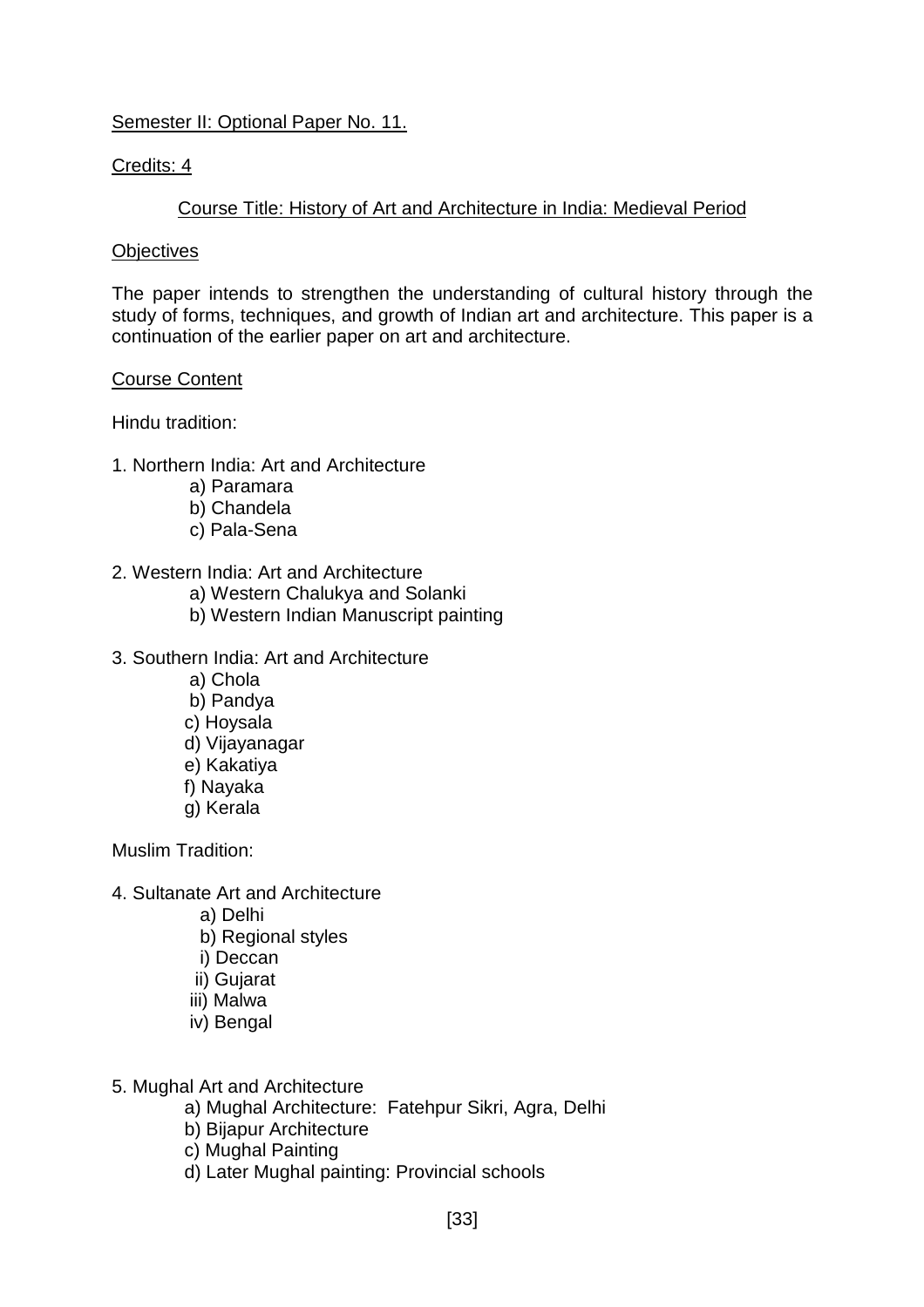Semester II: Optional Paper No. 11.

Credits: 4

## Course Title: History of Art and Architecture in India: Medieval Period

### Objectives

The paper intends to strengthen the understanding of cultural history through the study of forms, techniques, and growth of Indian art and architecture. This paper is a continuation of the earlier paper on art and architecture.

### Course Content

Hindu tradition:

1. Northern India: Art and Architecture
   - a) Paramara
   - b) Chandela
   - c) Pala-Sena

2. Western India: Art and Architecture
   - a) Western Chalukya and Solanki
   - b) Western Indian Manuscript painting

3. Southern India: Art and Architecture
   - a) Chola
   - b) Pandya
   - c) Hoysala
   - d) Vijayanagar
   - e) Kakatiya
   - f) Nayaka
   - g) Kerala

Muslim Tradition:

4. Sultanate Art and Architecture
   - a) Delhi
   - b) Regional styles
     - i) Deccan
     - ii) Gujarat
     - iii) Malwa
     - iv) Bengal

5. Mughal Art and Architecture
   - a) Mughal Architecture: Fatehpur Sikri, Agra, Delhi
   - b) Bijapur Architecture
   - c) Mughal Painting
   - d) Later Mughal painting: Provincial schools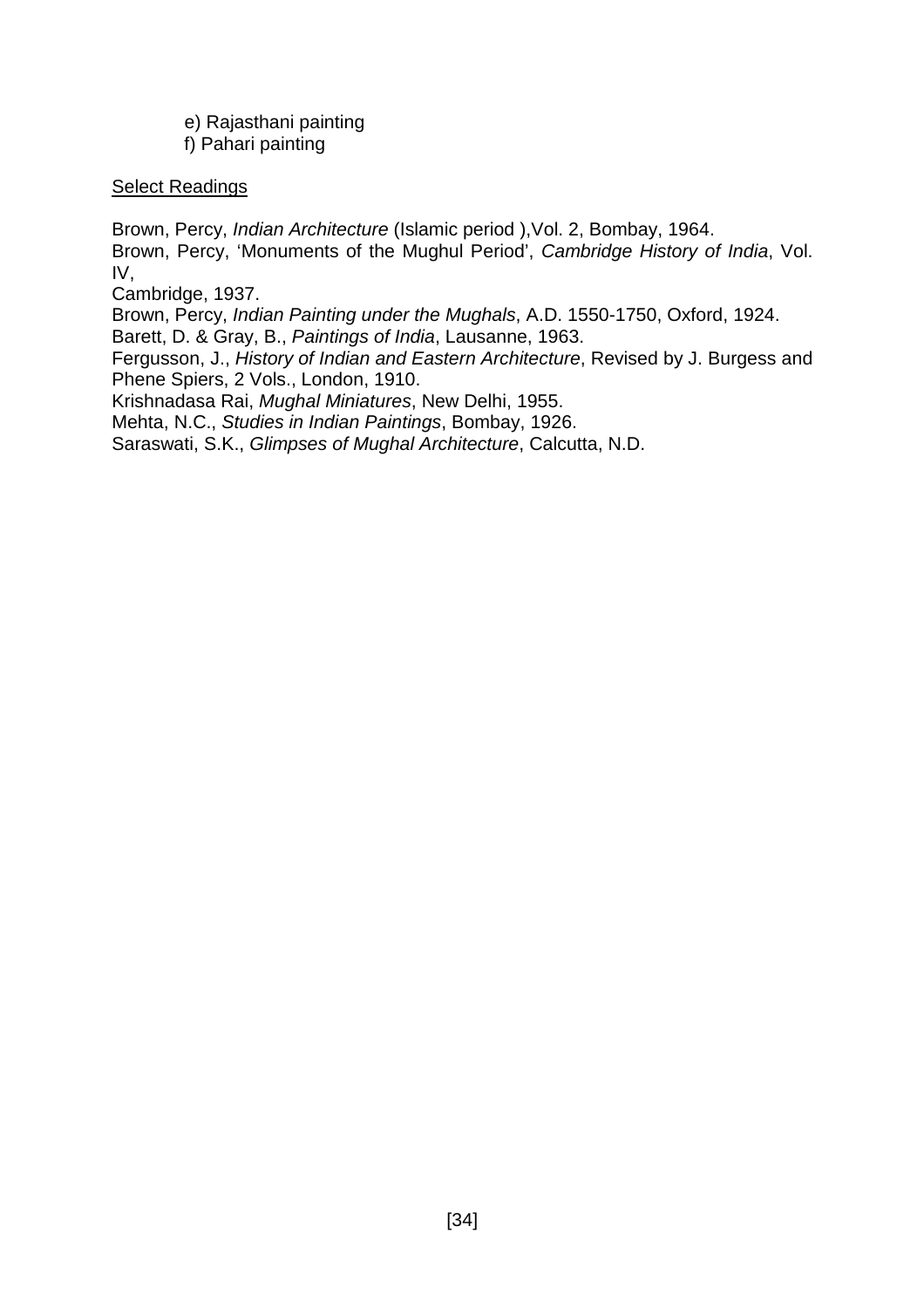e) Rajasthani painting  
f) Pahari painting

<u>Select Readings</u>

Brown, Percy, *Indian Architecture* (Islamic period ),Vol. 2, Bombay, 1964.  
Brown, Percy, 'Monuments of the Mughul Period', *Cambridge History of India*, Vol. IV,  
Cambridge, 1937.  
Brown, Percy, *Indian Painting under the Mughals*, A.D. 1550-1750, Oxford, 1924.  
Barett, D. & Gray, B., *Paintings of India*, Lausanne, 1963.  
Fergusson, J., *History of Indian and Eastern Architecture*, Revised by J. Burgess and Phene Spiers, 2 Vols., London, 1910.  
Krishnadasa Rai, *Mughal Miniatures*, New Delhi, 1955.  
Mehta, N.C., *Studies in Indian Paintings*, Bombay, 1926.  
Saraswati, S.K., *Glimpses of Mughal Architecture*, Calcutta, N.D.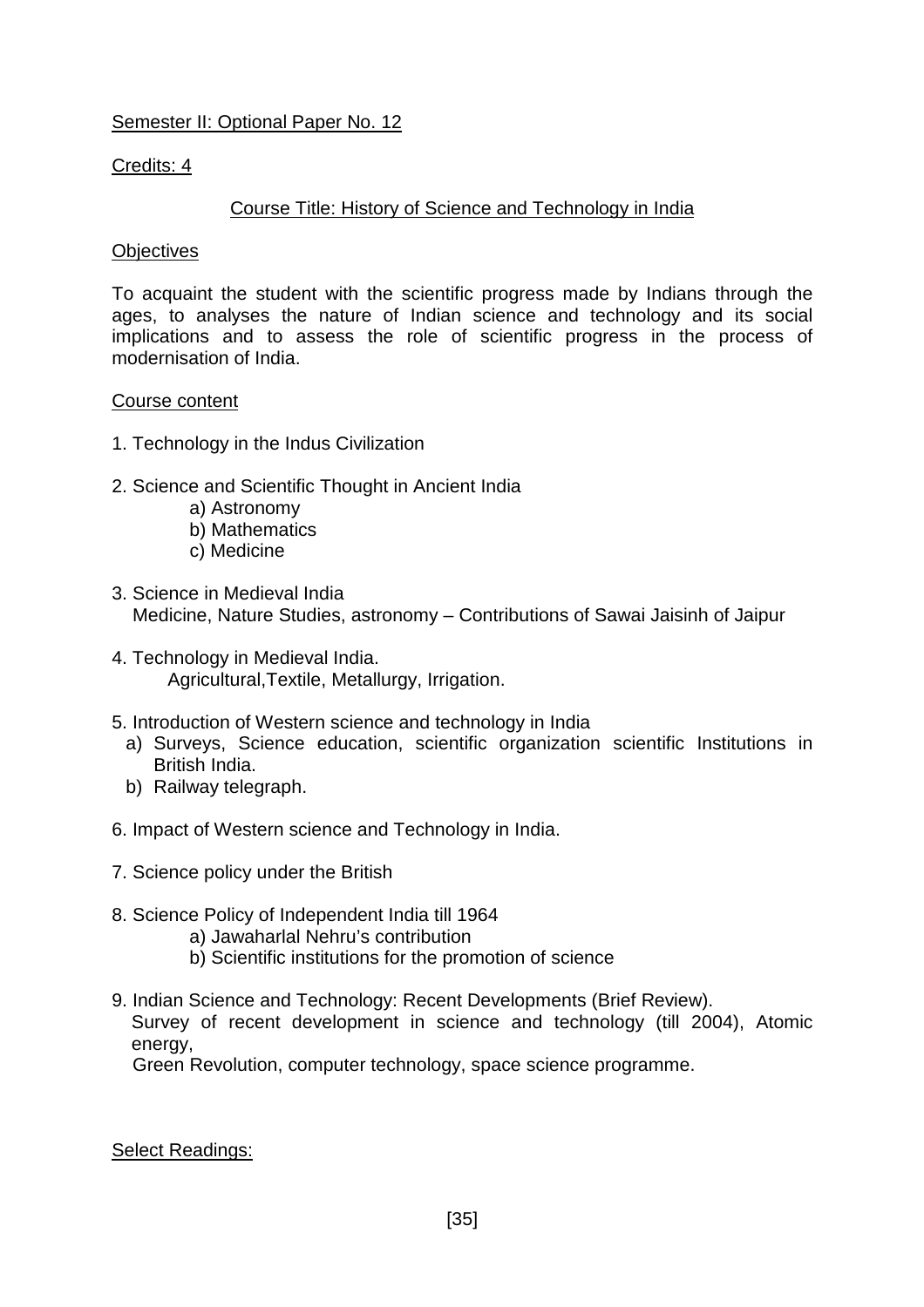Semester II: Optional Paper No. 12

Credits: 4

## Course Title: History of Science and Technology in India

### Objectives

To acquaint the student with the scientific progress made by Indians through the ages, to analyses the nature of Indian science and technology and its social implications and to assess the role of scientific progress in the process of modernisation of India.

### Course content

1. Technology in the Indus Civilization

2. Science and Scientific Thought in Ancient India
   - a) Astronomy
   - b) Mathematics
   - c) Medicine

3. Science in Medieval India
   Medicine, Nature Studies, astronomy – Contributions of Sawai Jaisinh of Jaipur

4. Technology in Medieval India.
   Agricultural,Textile, Metallurgy, Irrigation.

5. Introduction of Western science and technology in India
   - a) Surveys, Science education, scientific organization scientific Institutions in British India.
   - b) Railway telegraph.

6. Impact of Western science and Technology in India.

7. Science policy under the British

8. Science Policy of Independent India till 1964
   - a) Jawaharlal Nehru's contribution
   - b) Scientific institutions for the promotion of science

9. Indian Science and Technology: Recent Developments (Brief Review).
   Survey of recent development in science and technology (till 2004), Atomic energy,
   Green Revolution, computer technology, space science programme.

### Select Readings: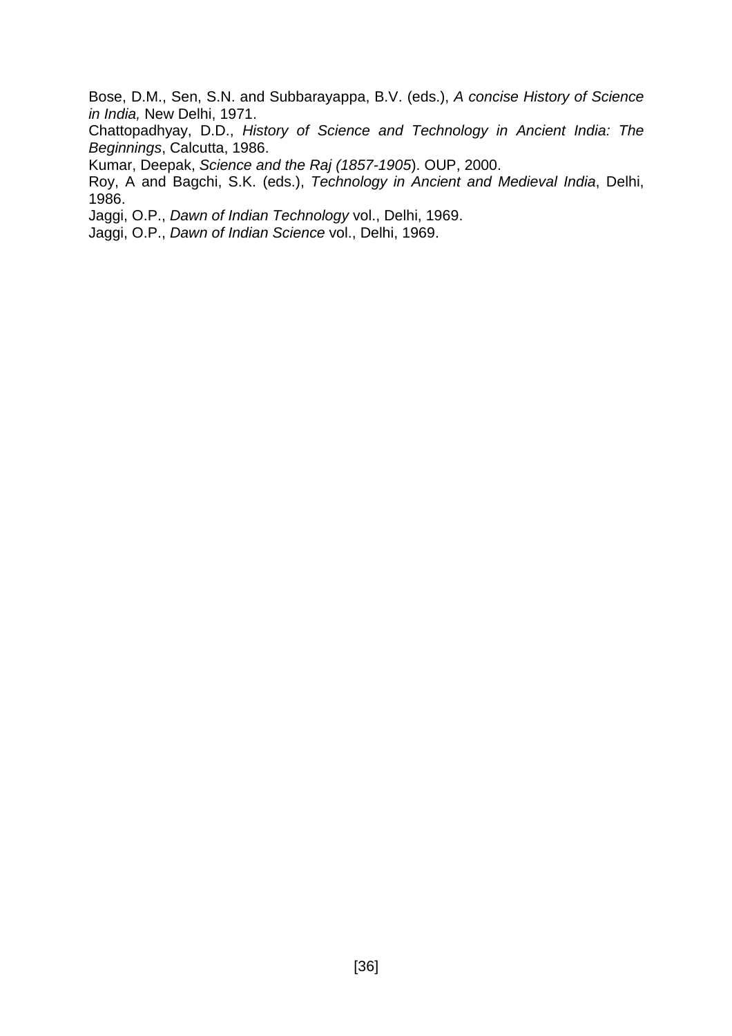Bose, D.M., Sen, S.N. and Subbarayappa, B.V. (eds.), *A concise History of Science in India,* New Delhi, 1971.

Chattopadhyay, D.D., *History of Science and Technology in Ancient India: The Beginnings*, Calcutta, 1986.

Kumar, Deepak, *Science and the Raj (1857-1905*). OUP, 2000.

Roy, A and Bagchi, S.K. (eds.), *Technology in Ancient and Medieval India*, Delhi, 1986.

Jaggi, O.P., *Dawn of Indian Technology* vol., Delhi, 1969.

Jaggi, O.P., *Dawn of Indian Science* vol., Delhi, 1969.